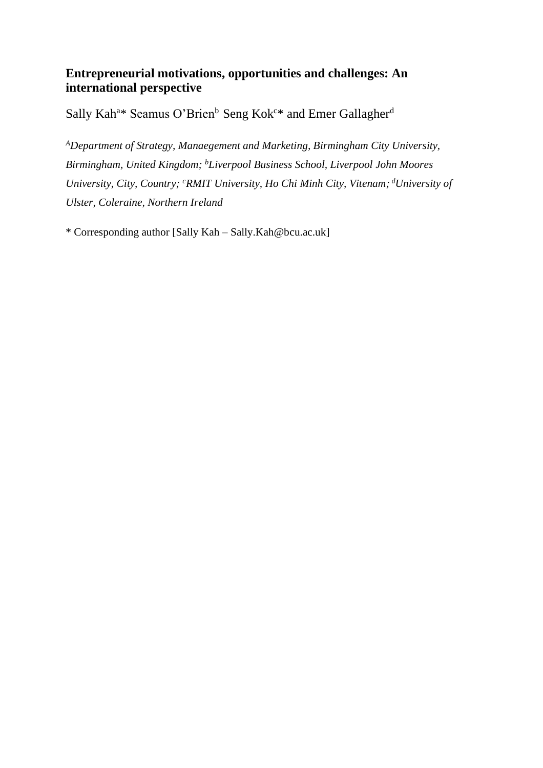# Entrepreneurial motivations, opportunities and challenges: An international perspective

Sally Kah[a]* Seamus O'Brien[b] Seng Kok[c]* and Emer Gallagher[d]

*[A]Department of Strategy, Manaegement and Marketing, Birmingham City University, Birmingham, United Kingdom; [b]Liverpool Business School, Liverpool John Moores University, City, Country; [c]RMIT University, Ho Chi Minh City, Vitenam; [d]University of Ulster, Coleraine, Northern Ireland*

* Corresponding author [Sally Kah – Sally.Kah@bcu.ac.uk]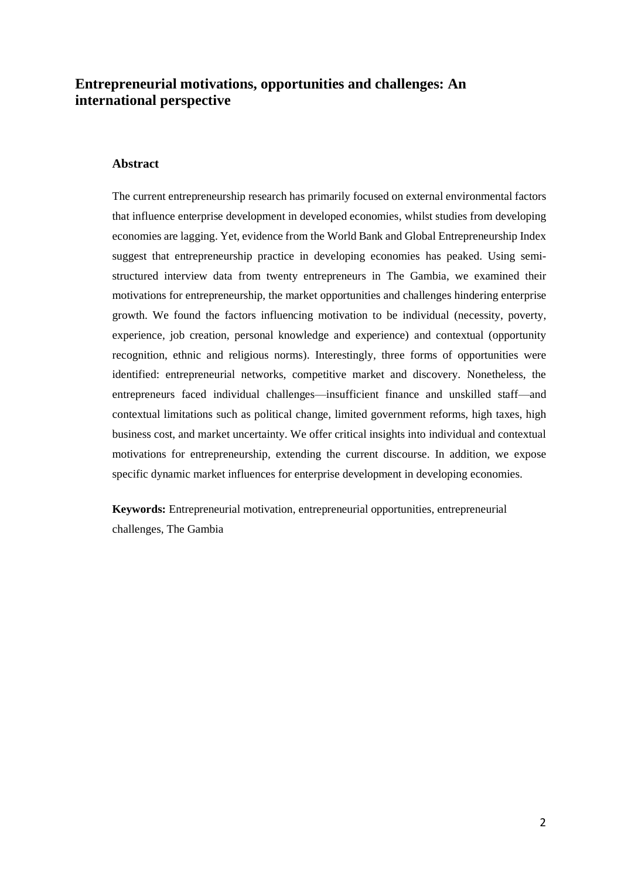# Entrepreneurial motivations, opportunities and challenges: An international perspective

## Abstract

The current entrepreneurship research has primarily focused on external environmental factors that influence enterprise development in developed economies, whilst studies from developing economies are lagging. Yet, evidence from the World Bank and Global Entrepreneurship Index suggest that entrepreneurship practice in developing economies has peaked. Using semi-structured interview data from twenty entrepreneurs in The Gambia, we examined their motivations for entrepreneurship, the market opportunities and challenges hindering enterprise growth. We found the factors influencing motivation to be individual (necessity, poverty, experience, job creation, personal knowledge and experience) and contextual (opportunity recognition, ethnic and religious norms). Interestingly, three forms of opportunities were identified: entrepreneurial networks, competitive market and discovery. Nonetheless, the entrepreneurs faced individual challenges—insufficient finance and unskilled staff—and contextual limitations such as political change, limited government reforms, high taxes, high business cost, and market uncertainty. We offer critical insights into individual and contextual motivations for entrepreneurship, extending the current discourse. In addition, we expose specific dynamic market influences for enterprise development in developing economies.

**Keywords:** Entrepreneurial motivation, entrepreneurial opportunities, entrepreneurial challenges, The Gambia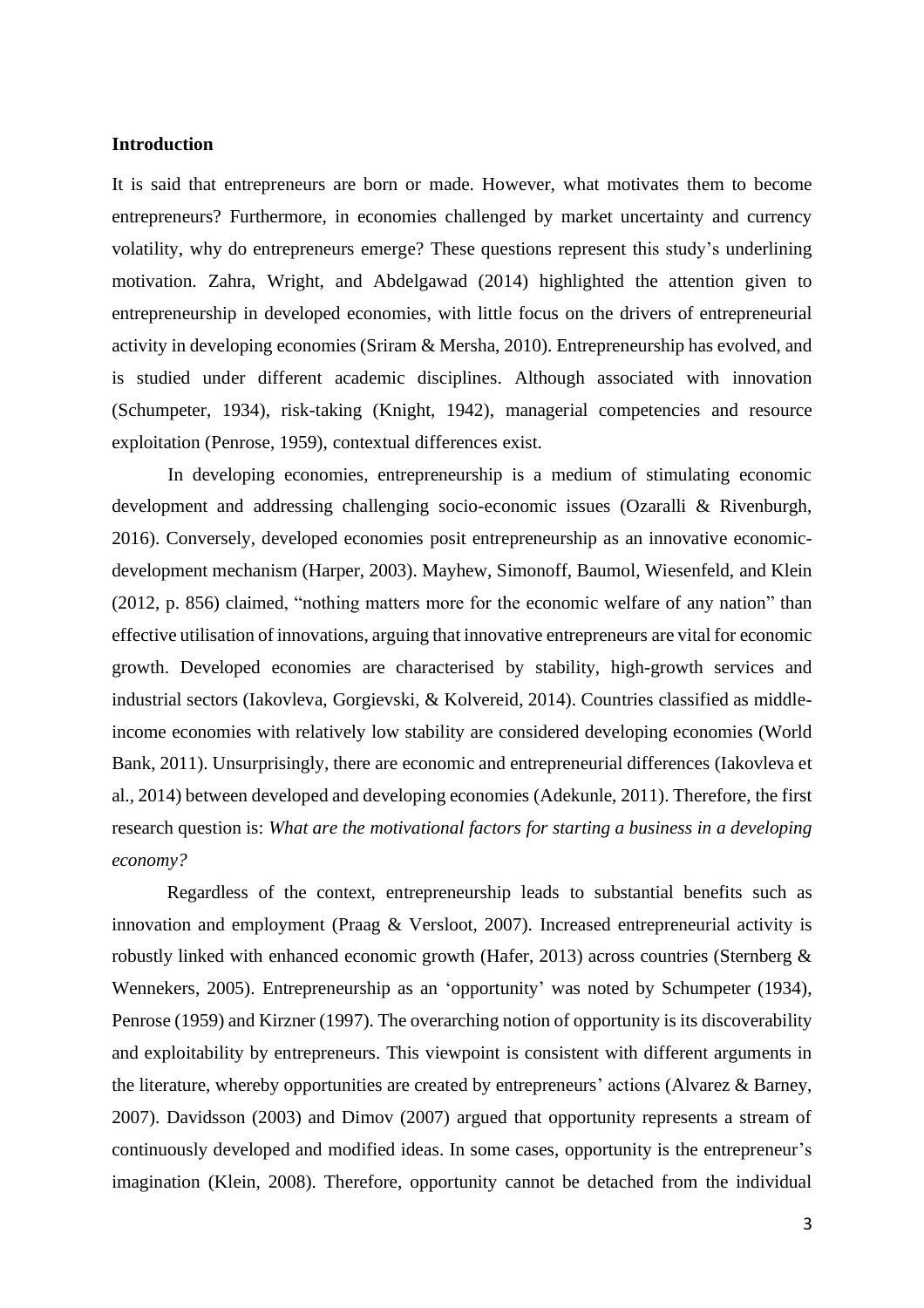**Introduction**

It is said that entrepreneurs are born or made. However, what motivates them to become entrepreneurs? Furthermore, in economies challenged by market uncertainty and currency volatility, why do entrepreneurs emerge? These questions represent this study's underlining motivation. Zahra, Wright, and Abdelgawad (2014) highlighted the attention given to entrepreneurship in developed economies, with little focus on the drivers of entrepreneurial activity in developing economies (Sriram & Mersha, 2010). Entrepreneurship has evolved, and is studied under different academic disciplines. Although associated with innovation (Schumpeter, 1934), risk-taking (Knight, 1942), managerial competencies and resource exploitation (Penrose, 1959), contextual differences exist.

In developing economies, entrepreneurship is a medium of stimulating economic development and addressing challenging socio-economic issues (Ozaralli & Rivenburgh, 2016). Conversely, developed economies posit entrepreneurship as an innovative economic-development mechanism (Harper, 2003). Mayhew, Simonoff, Baumol, Wiesenfeld, and Klein (2012, p. 856) claimed, "nothing matters more for the economic welfare of any nation" than effective utilisation of innovations, arguing that innovative entrepreneurs are vital for economic growth. Developed economies are characterised by stability, high-growth services and industrial sectors (Iakovleva, Gorgievski, & Kolvereid, 2014). Countries classified as middle-income economies with relatively low stability are considered developing economies (World Bank, 2011). Unsurprisingly, there are economic and entrepreneurial differences (Iakovleva et al., 2014) between developed and developing economies (Adekunle, 2011). Therefore, the first research question is: *What are the motivational factors for starting a business in a developing economy?*

Regardless of the context, entrepreneurship leads to substantial benefits such as innovation and employment (Praag & Versloot, 2007). Increased entrepreneurial activity is robustly linked with enhanced economic growth (Hafer, 2013) across countries (Sternberg & Wennekers, 2005). Entrepreneurship as an 'opportunity' was noted by Schumpeter (1934), Penrose (1959) and Kirzner (1997). The overarching notion of opportunity is its discoverability and exploitability by entrepreneurs. This viewpoint is consistent with different arguments in the literature, whereby opportunities are created by entrepreneurs' actions (Alvarez & Barney, 2007). Davidsson (2003) and Dimov (2007) argued that opportunity represents a stream of continuously developed and modified ideas. In some cases, opportunity is the entrepreneur's imagination (Klein, 2008). Therefore, opportunity cannot be detached from the individual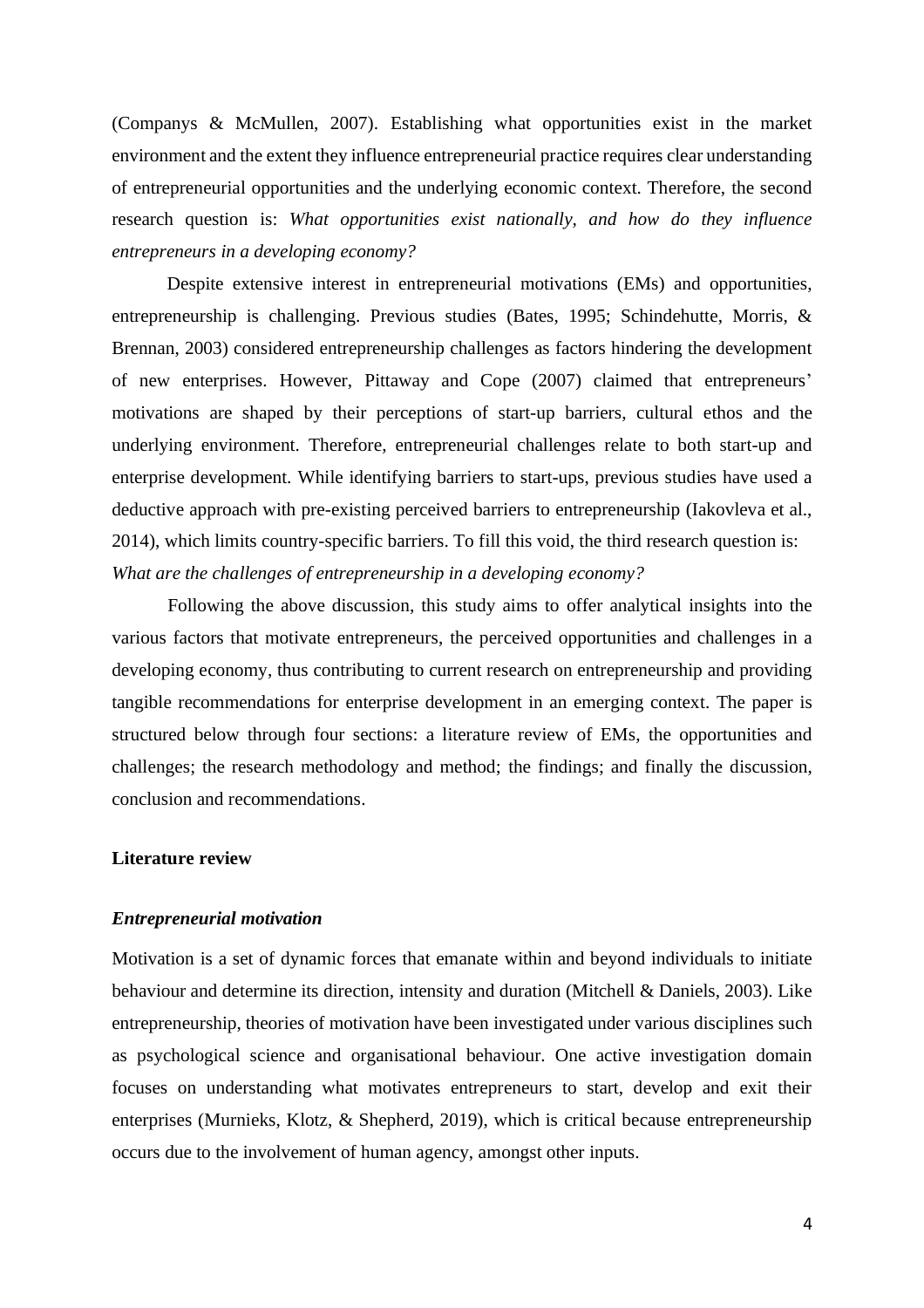(Companys & McMullen, 2007). Establishing what opportunities exist in the market environment and the extent they influence entrepreneurial practice requires clear understanding of entrepreneurial opportunities and the underlying economic context. Therefore, the second research question is: *What opportunities exist nationally, and how do they influence entrepreneurs in a developing economy?*

Despite extensive interest in entrepreneurial motivations (EMs) and opportunities, entrepreneurship is challenging. Previous studies (Bates, 1995; Schindehutte, Morris, & Brennan, 2003) considered entrepreneurship challenges as factors hindering the development of new enterprises. However, Pittaway and Cope (2007) claimed that entrepreneurs' motivations are shaped by their perceptions of start-up barriers, cultural ethos and the underlying environment. Therefore, entrepreneurial challenges relate to both start-up and enterprise development. While identifying barriers to start-ups, previous studies have used a deductive approach with pre-existing perceived barriers to entrepreneurship (Iakovleva et al., 2014), which limits country-specific barriers. To fill this void, the third research question is: *What are the challenges of entrepreneurship in a developing economy?*

Following the above discussion, this study aims to offer analytical insights into the various factors that motivate entrepreneurs, the perceived opportunities and challenges in a developing economy, thus contributing to current research on entrepreneurship and providing tangible recommendations for enterprise development in an emerging context. The paper is structured below through four sections: a literature review of EMs, the opportunities and challenges; the research methodology and method; the findings; and finally the discussion, conclusion and recommendations.

## Literature review

### *Entrepreneurial motivation*

Motivation is a set of dynamic forces that emanate within and beyond individuals to initiate behaviour and determine its direction, intensity and duration (Mitchell & Daniels, 2003). Like entrepreneurship, theories of motivation have been investigated under various disciplines such as psychological science and organisational behaviour. One active investigation domain focuses on understanding what motivates entrepreneurs to start, develop and exit their enterprises (Murnieks, Klotz, & Shepherd, 2019), which is critical because entrepreneurship occurs due to the involvement of human agency, amongst other inputs.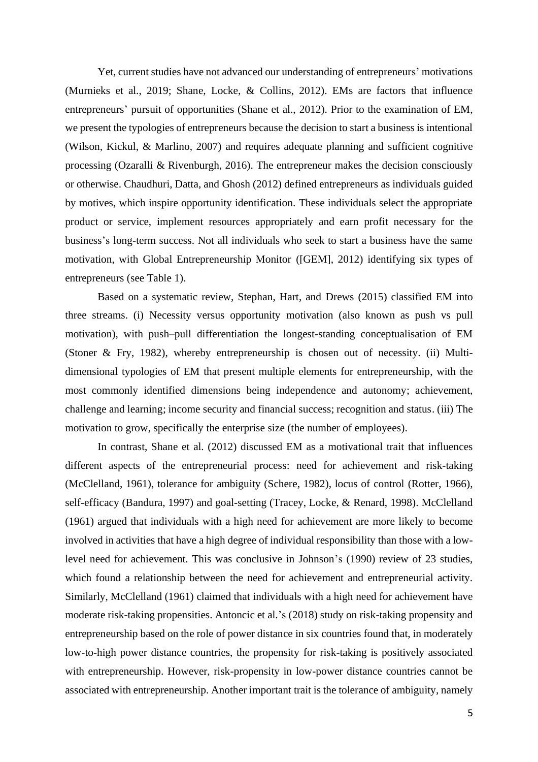Yet, current studies have not advanced our understanding of entrepreneurs' motivations (Murnieks et al., 2019; Shane, Locke, & Collins, 2012). EMs are factors that influence entrepreneurs' pursuit of opportunities (Shane et al., 2012). Prior to the examination of EM, we present the typologies of entrepreneurs because the decision to start a business is intentional (Wilson, Kickul, & Marlino, 2007) and requires adequate planning and sufficient cognitive processing (Ozaralli & Rivenburgh, 2016). The entrepreneur makes the decision consciously or otherwise. Chaudhuri, Datta, and Ghosh (2012) defined entrepreneurs as individuals guided by motives, which inspire opportunity identification. These individuals select the appropriate product or service, implement resources appropriately and earn profit necessary for the business's long-term success. Not all individuals who seek to start a business have the same motivation, with Global Entrepreneurship Monitor ([GEM], 2012) identifying six types of entrepreneurs (see Table 1).

Based on a systematic review, Stephan, Hart, and Drews (2015) classified EM into three streams. (i) Necessity versus opportunity motivation (also known as push vs pull motivation), with push–pull differentiation the longest-standing conceptualisation of EM (Stoner & Fry, 1982), whereby entrepreneurship is chosen out of necessity. (ii) Multi-dimensional typologies of EM that present multiple elements for entrepreneurship, with the most commonly identified dimensions being independence and autonomy; achievement, challenge and learning; income security and financial success; recognition and status. (iii) The motivation to grow, specifically the enterprise size (the number of employees).

In contrast, Shane et al. (2012) discussed EM as a motivational trait that influences different aspects of the entrepreneurial process: need for achievement and risk-taking (McClelland, 1961), tolerance for ambiguity (Schere, 1982), locus of control (Rotter, 1966), self-efficacy (Bandura, 1997) and goal-setting (Tracey, Locke, & Renard, 1998). McClelland (1961) argued that individuals with a high need for achievement are more likely to become involved in activities that have a high degree of individual responsibility than those with a low-level need for achievement. This was conclusive in Johnson's (1990) review of 23 studies, which found a relationship between the need for achievement and entrepreneurial activity. Similarly, McClelland (1961) claimed that individuals with a high need for achievement have moderate risk-taking propensities. Antoncic et al.'s (2018) study on risk-taking propensity and entrepreneurship based on the role of power distance in six countries found that, in moderately low-to-high power distance countries, the propensity for risk-taking is positively associated with entrepreneurship. However, risk-propensity in low-power distance countries cannot be associated with entrepreneurship. Another important trait is the tolerance of ambiguity, namely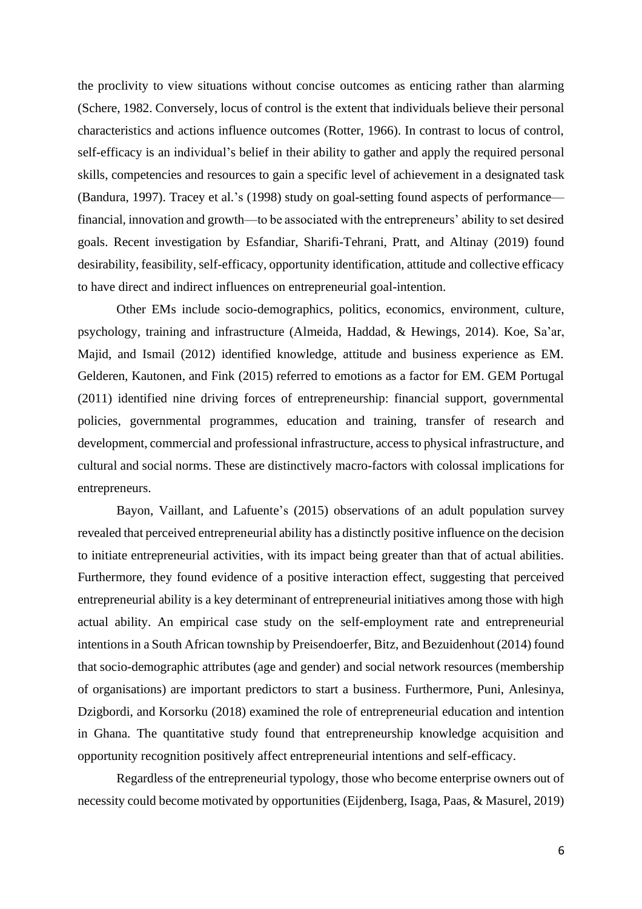the proclivity to view situations without concise outcomes as enticing rather than alarming (Schere, 1982. Conversely, locus of control is the extent that individuals believe their personal characteristics and actions influence outcomes (Rotter, 1966). In contrast to locus of control, self-efficacy is an individual's belief in their ability to gather and apply the required personal skills, competencies and resources to gain a specific level of achievement in a designated task (Bandura, 1997). Tracey et al.'s (1998) study on goal-setting found aspects of performance—financial, innovation and growth—to be associated with the entrepreneurs' ability to set desired goals. Recent investigation by Esfandiar, Sharifi-Tehrani, Pratt, and Altinay (2019) found desirability, feasibility, self-efficacy, opportunity identification, attitude and collective efficacy to have direct and indirect influences on entrepreneurial goal-intention.

Other EMs include socio-demographics, politics, economics, environment, culture, psychology, training and infrastructure (Almeida, Haddad, & Hewings, 2014). Koe, Sa'ar, Majid, and Ismail (2012) identified knowledge, attitude and business experience as EM. Gelderen, Kautonen, and Fink (2015) referred to emotions as a factor for EM. GEM Portugal (2011) identified nine driving forces of entrepreneurship: financial support, governmental policies, governmental programmes, education and training, transfer of research and development, commercial and professional infrastructure, access to physical infrastructure, and cultural and social norms. These are distinctively macro-factors with colossal implications for entrepreneurs.

Bayon, Vaillant, and Lafuente's (2015) observations of an adult population survey revealed that perceived entrepreneurial ability has a distinctly positive influence on the decision to initiate entrepreneurial activities, with its impact being greater than that of actual abilities. Furthermore, they found evidence of a positive interaction effect, suggesting that perceived entrepreneurial ability is a key determinant of entrepreneurial initiatives among those with high actual ability. An empirical case study on the self-employment rate and entrepreneurial intentions in a South African township by Preisendoerfer, Bitz, and Bezuidenhout (2014) found that socio-demographic attributes (age and gender) and social network resources (membership of organisations) are important predictors to start a business. Furthermore, Puni, Anlesinya, Dzigbordi, and Korsorku (2018) examined the role of entrepreneurial education and intention in Ghana. The quantitative study found that entrepreneurship knowledge acquisition and opportunity recognition positively affect entrepreneurial intentions and self-efficacy.

Regardless of the entrepreneurial typology, those who become enterprise owners out of necessity could become motivated by opportunities (Eijdenberg, Isaga, Paas, & Masurel, 2019)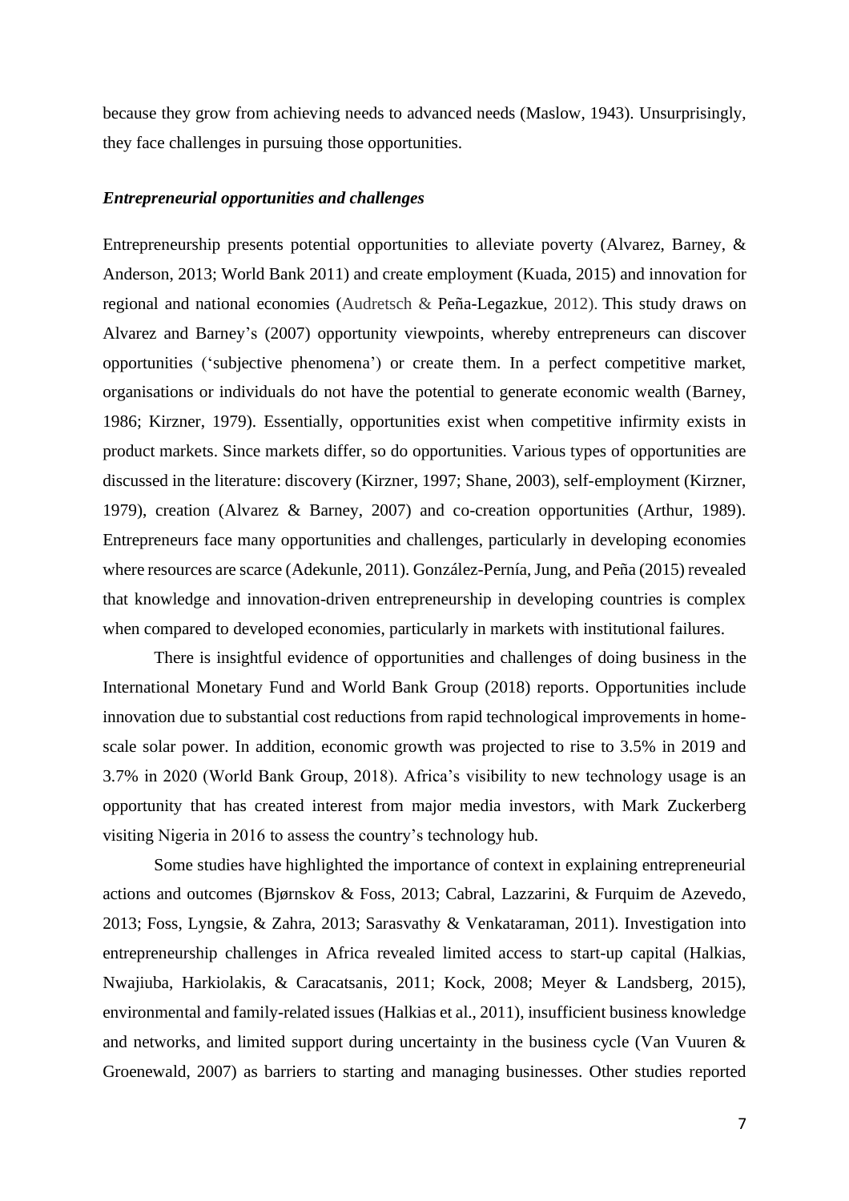because they grow from achieving needs to advanced needs (Maslow, 1943). Unsurprisingly, they face challenges in pursuing those opportunities.

### *Entrepreneurial opportunities and challenges*

Entrepreneurship presents potential opportunities to alleviate poverty (Alvarez, Barney, & Anderson, 2013; World Bank 2011) and create employment (Kuada, 2015) and innovation for regional and national economies (Audretsch & Peña-Legazkue, 2012). This study draws on Alvarez and Barney's (2007) opportunity viewpoints, whereby entrepreneurs can discover opportunities ('subjective phenomena') or create them. In a perfect competitive market, organisations or individuals do not have the potential to generate economic wealth (Barney, 1986; Kirzner, 1979). Essentially, opportunities exist when competitive infirmity exists in product markets. Since markets differ, so do opportunities. Various types of opportunities are discussed in the literature: discovery (Kirzner, 1997; Shane, 2003), self-employment (Kirzner, 1979), creation (Alvarez & Barney, 2007) and co-creation opportunities (Arthur, 1989). Entrepreneurs face many opportunities and challenges, particularly in developing economies where resources are scarce (Adekunle, 2011). González-Pernía, Jung, and Peña (2015) revealed that knowledge and innovation-driven entrepreneurship in developing countries is complex when compared to developed economies, particularly in markets with institutional failures.

There is insightful evidence of opportunities and challenges of doing business in the International Monetary Fund and World Bank Group (2018) reports. Opportunities include innovation due to substantial cost reductions from rapid technological improvements in home-scale solar power. In addition, economic growth was projected to rise to 3.5% in 2019 and 3.7% in 2020 (World Bank Group, 2018). Africa's visibility to new technology usage is an opportunity that has created interest from major media investors, with Mark Zuckerberg visiting Nigeria in 2016 to assess the country's technology hub.

Some studies have highlighted the importance of context in explaining entrepreneurial actions and outcomes (Bjørnskov & Foss, 2013; Cabral, Lazzarini, & Furquim de Azevedo, 2013; Foss, Lyngsie, & Zahra, 2013; Sarasvathy & Venkataraman, 2011). Investigation into entrepreneurship challenges in Africa revealed limited access to start-up capital (Halkias, Nwajiuba, Harkiolakis, & Caracatsanis, 2011; Kock, 2008; Meyer & Landsberg, 2015), environmental and family-related issues (Halkias et al., 2011), insufficient business knowledge and networks, and limited support during uncertainty in the business cycle (Van Vuuren & Groenewald, 2007) as barriers to starting and managing businesses. Other studies reported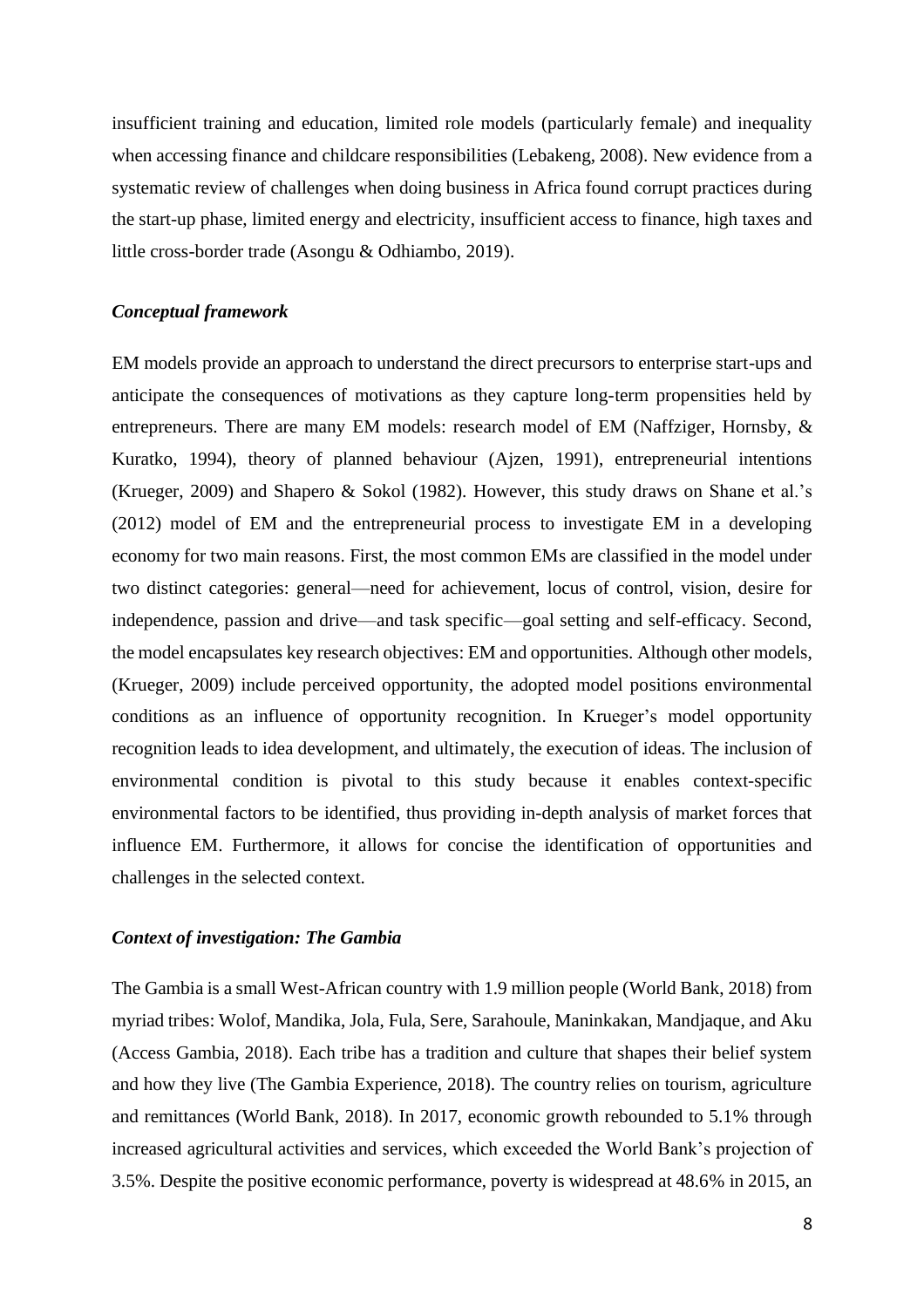insufficient training and education, limited role models (particularly female) and inequality when accessing finance and childcare responsibilities (Lebakeng, 2008). New evidence from a systematic review of challenges when doing business in Africa found corrupt practices during the start-up phase, limited energy and electricity, insufficient access to finance, high taxes and little cross-border trade (Asongu & Odhiambo, 2019).

### *Conceptual framework*

EM models provide an approach to understand the direct precursors to enterprise start-ups and anticipate the consequences of motivations as they capture long-term propensities held by entrepreneurs. There are many EM models: research model of EM (Naffziger, Hornsby, & Kuratko, 1994), theory of planned behaviour (Ajzen, 1991), entrepreneurial intentions (Krueger, 2009) and Shapero & Sokol (1982). However, this study draws on Shane et al.'s (2012) model of EM and the entrepreneurial process to investigate EM in a developing economy for two main reasons. First, the most common EMs are classified in the model under two distinct categories: general—need for achievement, locus of control, vision, desire for independence, passion and drive—and task specific—goal setting and self-efficacy. Second, the model encapsulates key research objectives: EM and opportunities. Although other models, (Krueger, 2009) include perceived opportunity, the adopted model positions environmental conditions as an influence of opportunity recognition. In Krueger's model opportunity recognition leads to idea development, and ultimately, the execution of ideas. The inclusion of environmental condition is pivotal to this study because it enables context-specific environmental factors to be identified, thus providing in-depth analysis of market forces that influence EM. Furthermore, it allows for concise the identification of opportunities and challenges in the selected context.

### *Context of investigation: The Gambia*

The Gambia is a small West-African country with 1.9 million people (World Bank, 2018) from myriad tribes: Wolof, Mandika, Jola, Fula, Sere, Sarahoule, Maninkakan, Mandjaque, and Aku (Access Gambia, 2018). Each tribe has a tradition and culture that shapes their belief system and how they live (The Gambia Experience, 2018). The country relies on tourism, agriculture and remittances (World Bank, 2018). In 2017, economic growth rebounded to 5.1% through increased agricultural activities and services, which exceeded the World Bank's projection of 3.5%. Despite the positive economic performance, poverty is widespread at 48.6% in 2015, an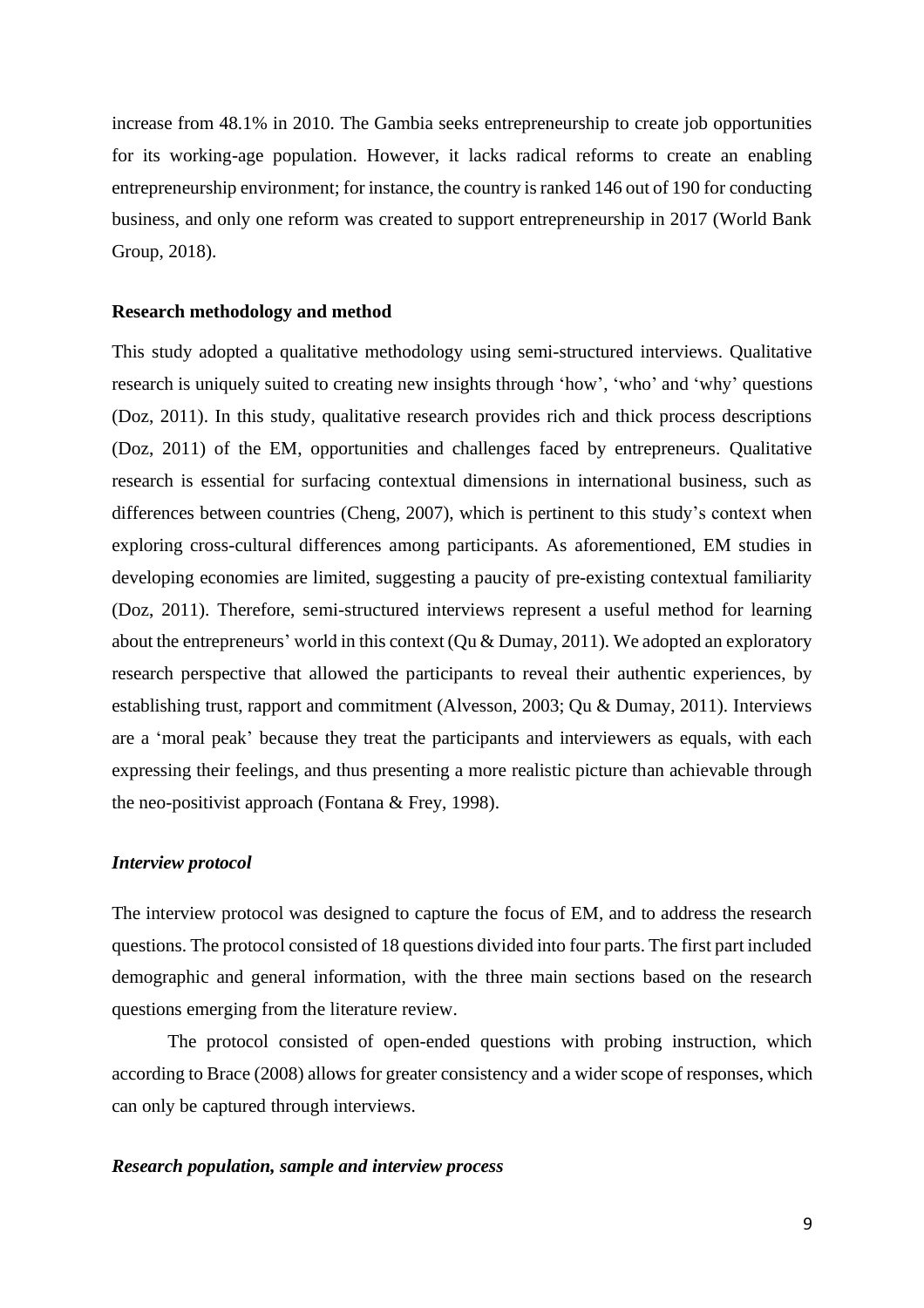increase from 48.1% in 2010. The Gambia seeks entrepreneurship to create job opportunities for its working-age population. However, it lacks radical reforms to create an enabling entrepreneurship environment; for instance, the country is ranked 146 out of 190 for conducting business, and only one reform was created to support entrepreneurship in 2017 (World Bank Group, 2018).

## Research methodology and method

This study adopted a qualitative methodology using semi-structured interviews. Qualitative research is uniquely suited to creating new insights through 'how', 'who' and 'why' questions (Doz, 2011). In this study, qualitative research provides rich and thick process descriptions (Doz, 2011) of the EM, opportunities and challenges faced by entrepreneurs. Qualitative research is essential for surfacing contextual dimensions in international business, such as differences between countries (Cheng, 2007), which is pertinent to this study's context when exploring cross-cultural differences among participants. As aforementioned, EM studies in developing economies are limited, suggesting a paucity of pre-existing contextual familiarity (Doz, 2011). Therefore, semi-structured interviews represent a useful method for learning about the entrepreneurs' world in this context (Qu & Dumay, 2011). We adopted an exploratory research perspective that allowed the participants to reveal their authentic experiences, by establishing trust, rapport and commitment (Alvesson, 2003; Qu & Dumay, 2011). Interviews are a 'moral peak' because they treat the participants and interviewers as equals, with each expressing their feelings, and thus presenting a more realistic picture than achievable through the neo-positivist approach (Fontana & Frey, 1998).

### *Interview protocol*

The interview protocol was designed to capture the focus of EM, and to address the research questions. The protocol consisted of 18 questions divided into four parts. The first part included demographic and general information, with the three main sections based on the research questions emerging from the literature review.

The protocol consisted of open-ended questions with probing instruction, which according to Brace (2008) allows for greater consistency and a wider scope of responses, which can only be captured through interviews.

### *Research population, sample and interview process*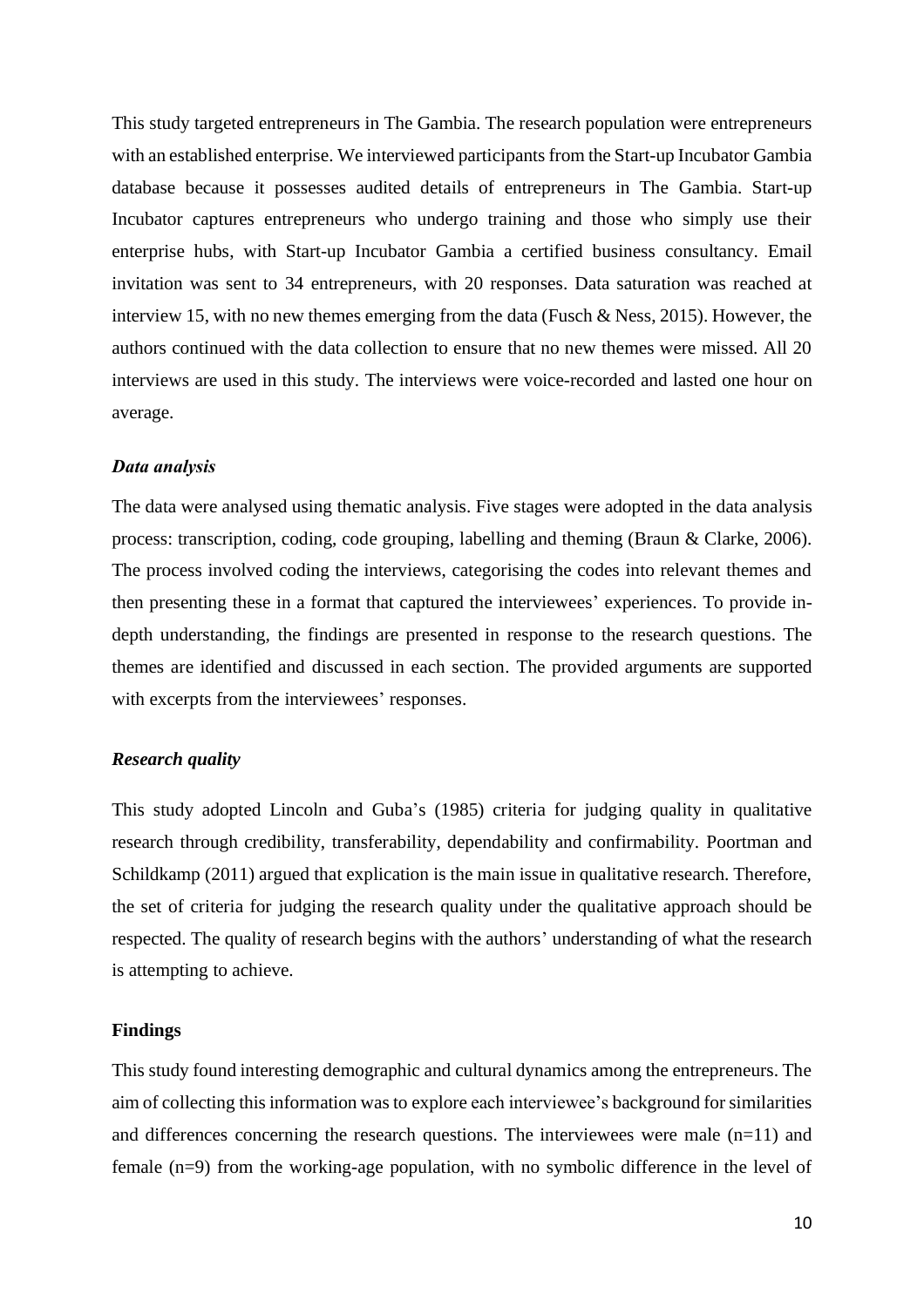This study targeted entrepreneurs in The Gambia. The research population were entrepreneurs with an established enterprise. We interviewed participants from the Start-up Incubator Gambia database because it possesses audited details of entrepreneurs in The Gambia. Start-up Incubator captures entrepreneurs who undergo training and those who simply use their enterprise hubs, with Start-up Incubator Gambia a certified business consultancy. Email invitation was sent to 34 entrepreneurs, with 20 responses. Data saturation was reached at interview 15, with no new themes emerging from the data (Fusch & Ness, 2015). However, the authors continued with the data collection to ensure that no new themes were missed. All 20 interviews are used in this study. The interviews were voice-recorded and lasted one hour on average.

### *Data analysis*

The data were analysed using thematic analysis. Five stages were adopted in the data analysis process: transcription, coding, code grouping, labelling and theming (Braun & Clarke, 2006). The process involved coding the interviews, categorising the codes into relevant themes and then presenting these in a format that captured the interviewees' experiences. To provide in-depth understanding, the findings are presented in response to the research questions. The themes are identified and discussed in each section. The provided arguments are supported with excerpts from the interviewees' responses.

### *Research quality*

This study adopted Lincoln and Guba's (1985) criteria for judging quality in qualitative research through credibility, transferability, dependability and confirmability. Poortman and Schildkamp (2011) argued that explication is the main issue in qualitative research. Therefore, the set of criteria for judging the research quality under the qualitative approach should be respected. The quality of research begins with the authors' understanding of what the research is attempting to achieve.

## **Findings**

This study found interesting demographic and cultural dynamics among the entrepreneurs. The aim of collecting this information was to explore each interviewee's background for similarities and differences concerning the research questions. The interviewees were male (n=11) and female (n=9) from the working-age population, with no symbolic difference in the level of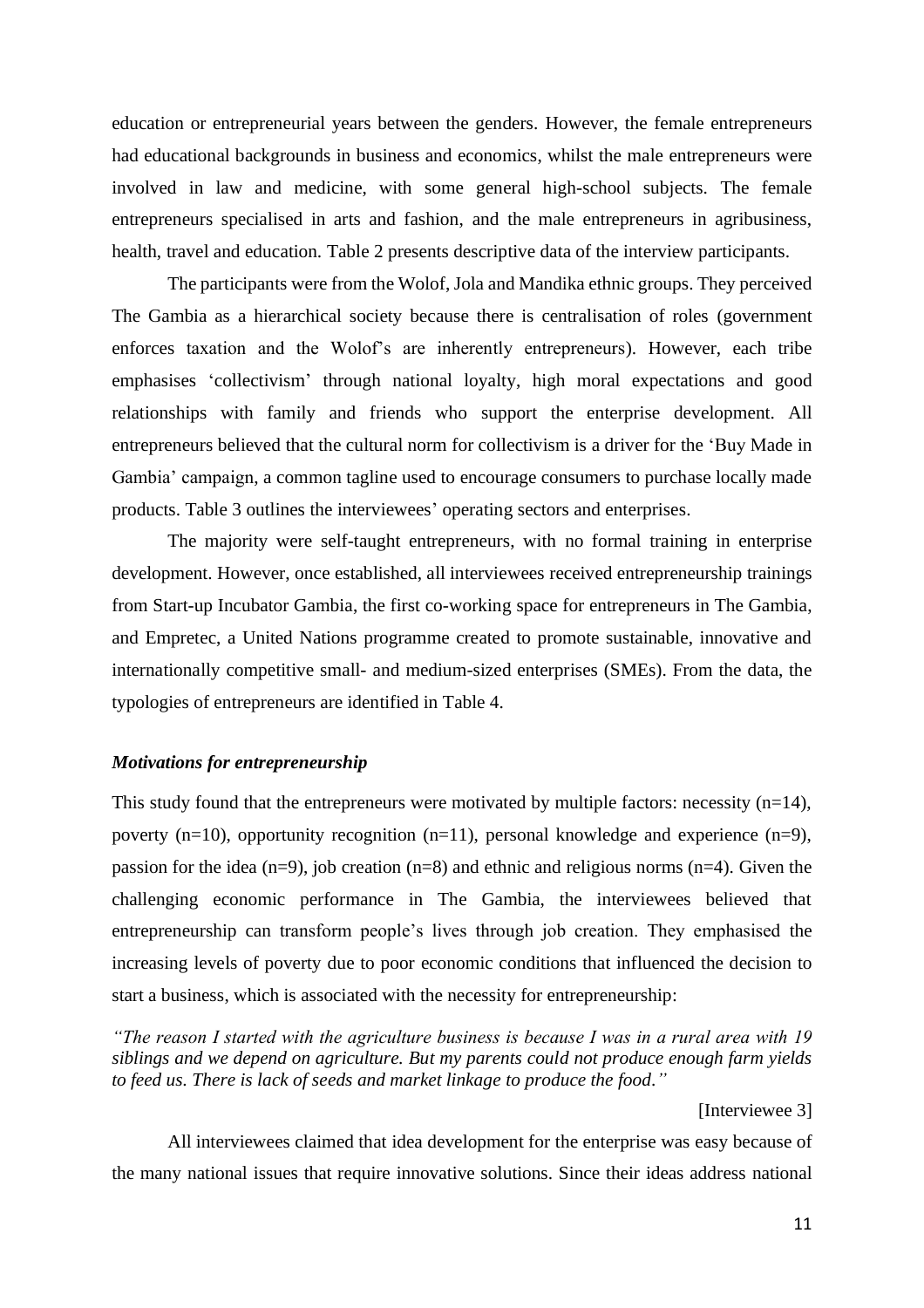education or entrepreneurial years between the genders. However, the female entrepreneurs had educational backgrounds in business and economics, whilst the male entrepreneurs were involved in law and medicine, with some general high-school subjects. The female entrepreneurs specialised in arts and fashion, and the male entrepreneurs in agribusiness, health, travel and education. Table 2 presents descriptive data of the interview participants.

The participants were from the Wolof, Jola and Mandika ethnic groups. They perceived The Gambia as a hierarchical society because there is centralisation of roles (government enforces taxation and the Wolof's are inherently entrepreneurs). However, each tribe emphasises 'collectivism' through national loyalty, high moral expectations and good relationships with family and friends who support the enterprise development. All entrepreneurs believed that the cultural norm for collectivism is a driver for the 'Buy Made in Gambia' campaign, a common tagline used to encourage consumers to purchase locally made products. Table 3 outlines the interviewees' operating sectors and enterprises.

The majority were self-taught entrepreneurs, with no formal training in enterprise development. However, once established, all interviewees received entrepreneurship trainings from Start-up Incubator Gambia, the first co-working space for entrepreneurs in The Gambia, and Empretec, a United Nations programme created to promote sustainable, innovative and internationally competitive small- and medium-sized enterprises (SMEs). From the data, the typologies of entrepreneurs are identified in Table 4.

### *Motivations for entrepreneurship*

This study found that the entrepreneurs were motivated by multiple factors: necessity (n=14), poverty (n=10), opportunity recognition (n=11), personal knowledge and experience (n=9), passion for the idea (n=9), job creation (n=8) and ethnic and religious norms (n=4). Given the challenging economic performance in The Gambia, the interviewees believed that entrepreneurship can transform people's lives through job creation. They emphasised the increasing levels of poverty due to poor economic conditions that influenced the decision to start a business, which is associated with the necessity for entrepreneurship:

*"The reason I started with the agriculture business is because I was in a rural area with 19 siblings and we depend on agriculture. But my parents could not produce enough farm yields to feed us. There is lack of seeds and market linkage to produce the food."*

[Interviewee 3]

All interviewees claimed that idea development for the enterprise was easy because of the many national issues that require innovative solutions. Since their ideas address national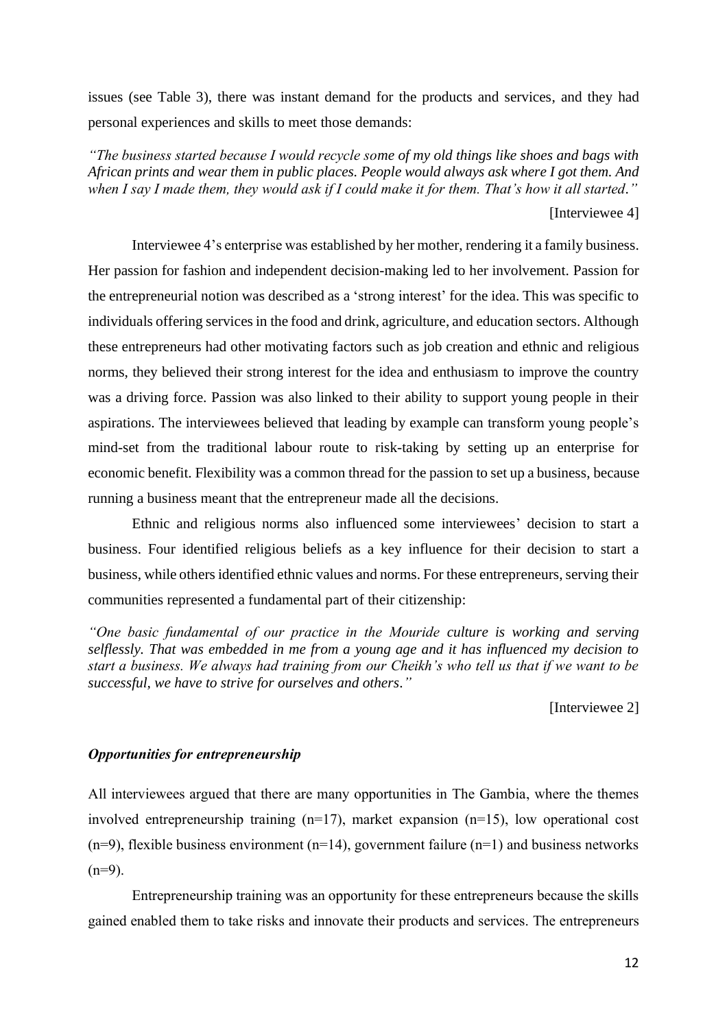issues (see Table 3), there was instant demand for the products and services, and they had personal experiences and skills to meet those demands:

*"The business started because I would recycle some of my old things like shoes and bags with African prints and wear them in public places. People would always ask where I got them. And when I say I made them, they would ask if I could make it for them. That's how it all started."*

[Interviewee 4]

Interviewee 4's enterprise was established by her mother, rendering it a family business. Her passion for fashion and independent decision-making led to her involvement. Passion for the entrepreneurial notion was described as a 'strong interest' for the idea. This was specific to individuals offering services in the food and drink, agriculture, and education sectors. Although these entrepreneurs had other motivating factors such as job creation and ethnic and religious norms, they believed their strong interest for the idea and enthusiasm to improve the country was a driving force. Passion was also linked to their ability to support young people in their aspirations. The interviewees believed that leading by example can transform young people's mind-set from the traditional labour route to risk-taking by setting up an enterprise for economic benefit. Flexibility was a common thread for the passion to set up a business, because running a business meant that the entrepreneur made all the decisions.

Ethnic and religious norms also influenced some interviewees' decision to start a business. Four identified religious beliefs as a key influence for their decision to start a business, while others identified ethnic values and norms. For these entrepreneurs, serving their communities represented a fundamental part of their citizenship:

*"One basic fundamental of our practice in the Mouride culture is working and serving selflessly. That was embedded in me from a young age and it has influenced my decision to start a business. We always had training from our Cheikh's who tell us that if we want to be successful, we have to strive for ourselves and others."*

[Interviewee 2]

### *Opportunities for entrepreneurship*

All interviewees argued that there are many opportunities in The Gambia, where the themes involved entrepreneurship training (n=17), market expansion (n=15), low operational cost (n=9), flexible business environment (n=14), government failure (n=1) and business networks (n=9).

Entrepreneurship training was an opportunity for these entrepreneurs because the skills gained enabled them to take risks and innovate their products and services. The entrepreneurs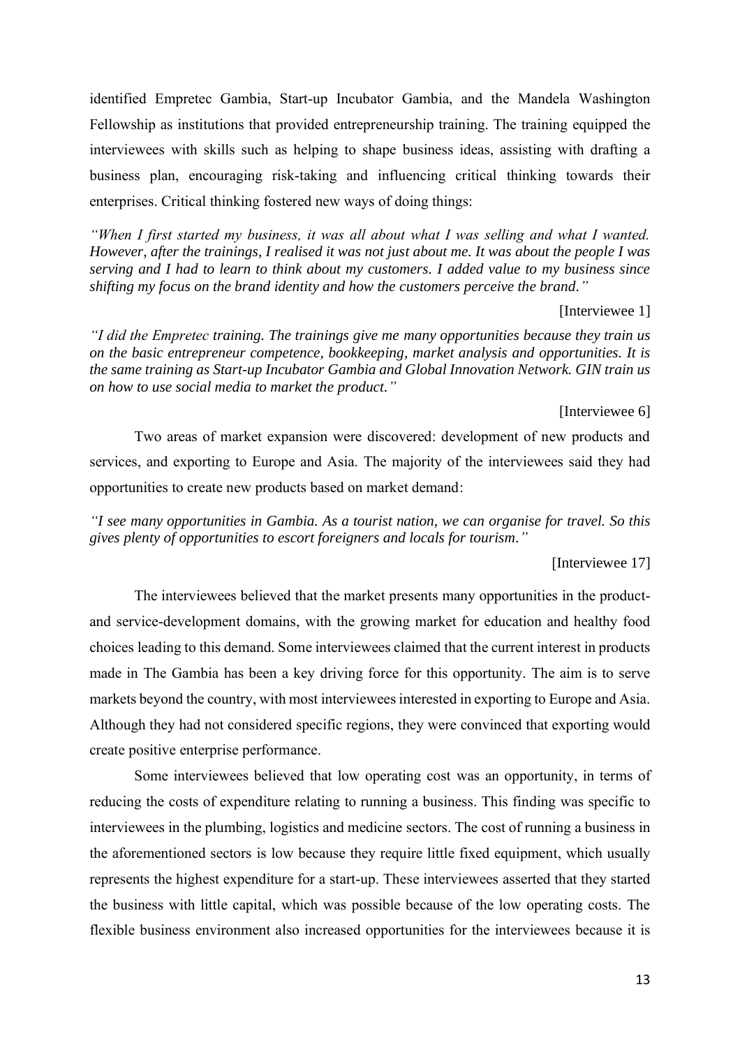identified Empretec Gambia, Start-up Incubator Gambia, and the Mandela Washington Fellowship as institutions that provided entrepreneurship training. The training equipped the interviewees with skills such as helping to shape business ideas, assisting with drafting a business plan, encouraging risk-taking and influencing critical thinking towards their enterprises. Critical thinking fostered new ways of doing things:

*"When I first started my business, it was all about what I was selling and what I wanted. However, after the trainings, I realised it was not just about me. It was about the people I was serving and I had to learn to think about my customers. I added value to my business since shifting my focus on the brand identity and how the customers perceive the brand."*

[Interviewee 1]

*"I did the Empretec training. The trainings give me many opportunities because they train us on the basic entrepreneur competence, bookkeeping, market analysis and opportunities. It is the same training as Start-up Incubator Gambia and Global Innovation Network. GIN train us on how to use social media to market the product."*

[Interviewee 6]

Two areas of market expansion were discovered: development of new products and services, and exporting to Europe and Asia. The majority of the interviewees said they had opportunities to create new products based on market demand:

*"I see many opportunities in Gambia. As a tourist nation, we can organise for travel. So this gives plenty of opportunities to escort foreigners and locals for tourism."*

[Interviewee 17]

The interviewees believed that the market presents many opportunities in the product- and service-development domains, with the growing market for education and healthy food choices leading to this demand. Some interviewees claimed that the current interest in products made in The Gambia has been a key driving force for this opportunity. The aim is to serve markets beyond the country, with most interviewees interested in exporting to Europe and Asia. Although they had not considered specific regions, they were convinced that exporting would create positive enterprise performance.

Some interviewees believed that low operating cost was an opportunity, in terms of reducing the costs of expenditure relating to running a business. This finding was specific to interviewees in the plumbing, logistics and medicine sectors. The cost of running a business in the aforementioned sectors is low because they require little fixed equipment, which usually represents the highest expenditure for a start-up. These interviewees asserted that they started the business with little capital, which was possible because of the low operating costs. The flexible business environment also increased opportunities for the interviewees because it is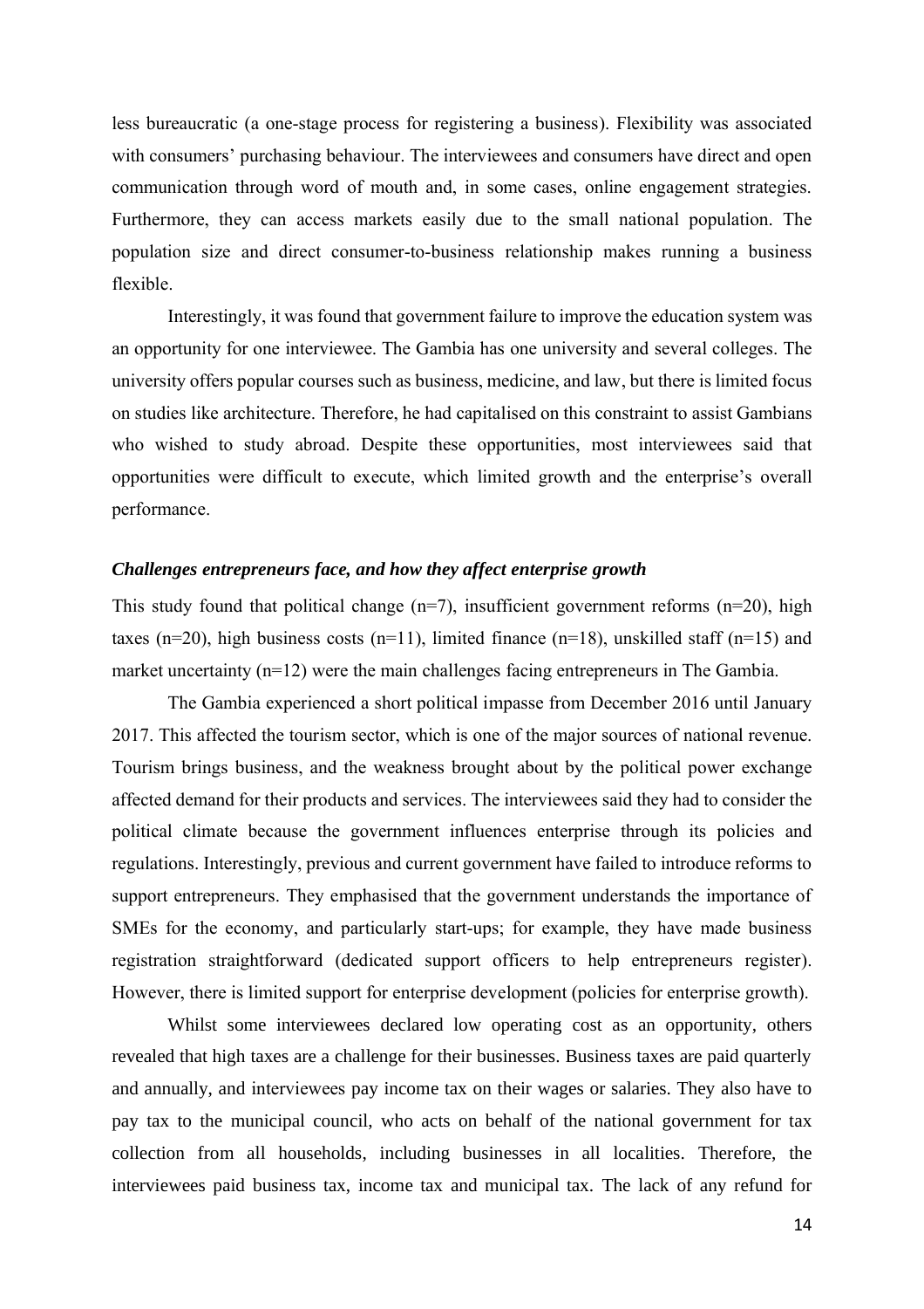less bureaucratic (a one-stage process for registering a business). Flexibility was associated with consumers' purchasing behaviour. The interviewees and consumers have direct and open communication through word of mouth and, in some cases, online engagement strategies. Furthermore, they can access markets easily due to the small national population. The population size and direct consumer-to-business relationship makes running a business flexible.

Interestingly, it was found that government failure to improve the education system was an opportunity for one interviewee. The Gambia has one university and several colleges. The university offers popular courses such as business, medicine, and law, but there is limited focus on studies like architecture. Therefore, he had capitalised on this constraint to assist Gambians who wished to study abroad. Despite these opportunities, most interviewees said that opportunities were difficult to execute, which limited growth and the enterprise's overall performance.

### *Challenges entrepreneurs face, and how they affect enterprise growth*

This study found that political change (n=7), insufficient government reforms (n=20), high taxes (n=20), high business costs (n=11), limited finance (n=18), unskilled staff (n=15) and market uncertainty (n=12) were the main challenges facing entrepreneurs in The Gambia.

The Gambia experienced a short political impasse from December 2016 until January 2017. This affected the tourism sector, which is one of the major sources of national revenue. Tourism brings business, and the weakness brought about by the political power exchange affected demand for their products and services. The interviewees said they had to consider the political climate because the government influences enterprise through its policies and regulations. Interestingly, previous and current government have failed to introduce reforms to support entrepreneurs. They emphasised that the government understands the importance of SMEs for the economy, and particularly start-ups; for example, they have made business registration straightforward (dedicated support officers to help entrepreneurs register). However, there is limited support for enterprise development (policies for enterprise growth).

Whilst some interviewees declared low operating cost as an opportunity, others revealed that high taxes are a challenge for their businesses. Business taxes are paid quarterly and annually, and interviewees pay income tax on their wages or salaries. They also have to pay tax to the municipal council, who acts on behalf of the national government for tax collection from all households, including businesses in all localities. Therefore, the interviewees paid business tax, income tax and municipal tax. The lack of any refund for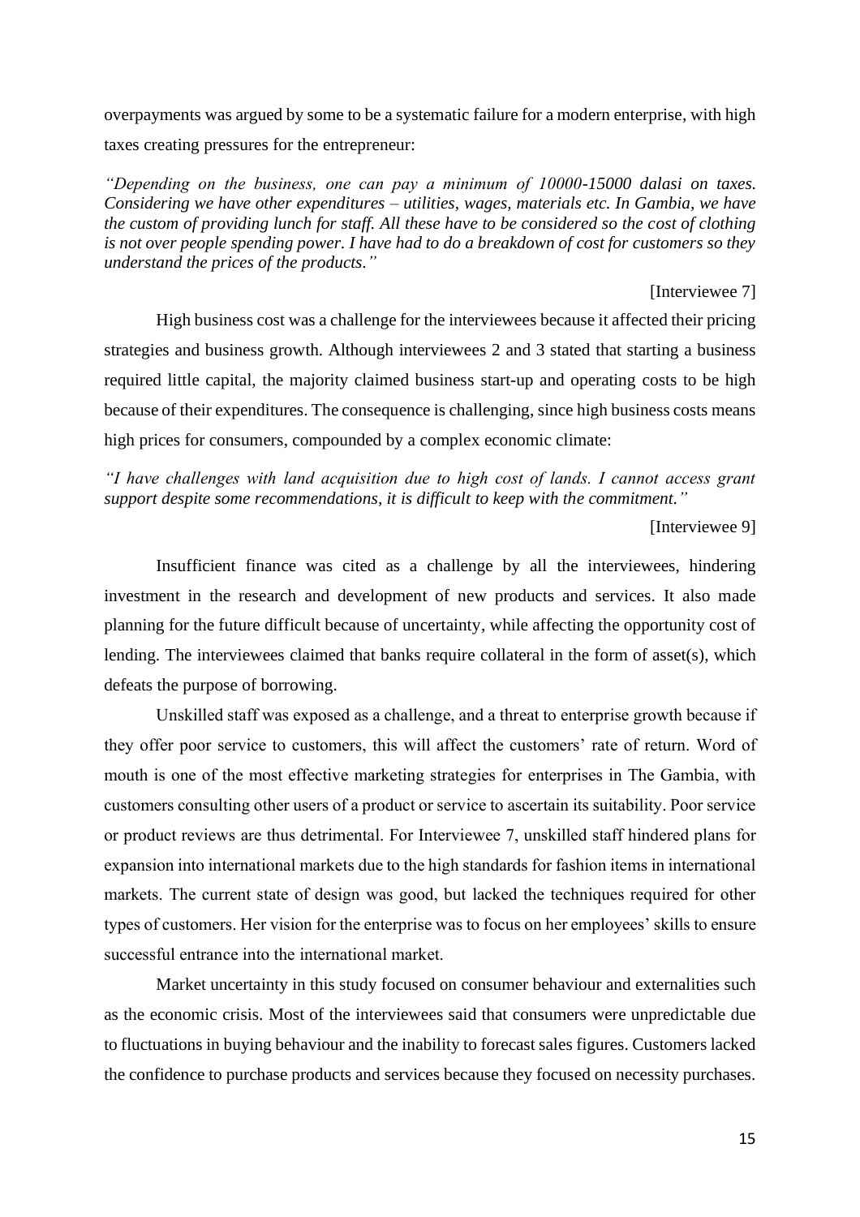overpayments was argued by some to be a systematic failure for a modern enterprise, with high taxes creating pressures for the entrepreneur:

*"Depending on the business, one can pay a minimum of 10000-15000 dalasi on taxes. Considering we have other expenditures – utilities, wages, materials etc. In Gambia, we have the custom of providing lunch for staff. All these have to be considered so the cost of clothing is not over people spending power. I have had to do a breakdown of cost for customers so they understand the prices of the products."*

[Interviewee 7]

High business cost was a challenge for the interviewees because it affected their pricing strategies and business growth. Although interviewees 2 and 3 stated that starting a business required little capital, the majority claimed business start-up and operating costs to be high because of their expenditures. The consequence is challenging, since high business costs means high prices for consumers, compounded by a complex economic climate:

*"I have challenges with land acquisition due to high cost of lands. I cannot access grant support despite some recommendations, it is difficult to keep with the commitment."*

[Interviewee 9]

Insufficient finance was cited as a challenge by all the interviewees, hindering investment in the research and development of new products and services. It also made planning for the future difficult because of uncertainty, while affecting the opportunity cost of lending. The interviewees claimed that banks require collateral in the form of asset(s), which defeats the purpose of borrowing.

Unskilled staff was exposed as a challenge, and a threat to enterprise growth because if they offer poor service to customers, this will affect the customers' rate of return. Word of mouth is one of the most effective marketing strategies for enterprises in The Gambia, with customers consulting other users of a product or service to ascertain its suitability. Poor service or product reviews are thus detrimental. For Interviewee 7, unskilled staff hindered plans for expansion into international markets due to the high standards for fashion items in international markets. The current state of design was good, but lacked the techniques required for other types of customers. Her vision for the enterprise was to focus on her employees' skills to ensure successful entrance into the international market.

Market uncertainty in this study focused on consumer behaviour and externalities such as the economic crisis. Most of the interviewees said that consumers were unpredictable due to fluctuations in buying behaviour and the inability to forecast sales figures. Customers lacked the confidence to purchase products and services because they focused on necessity purchases.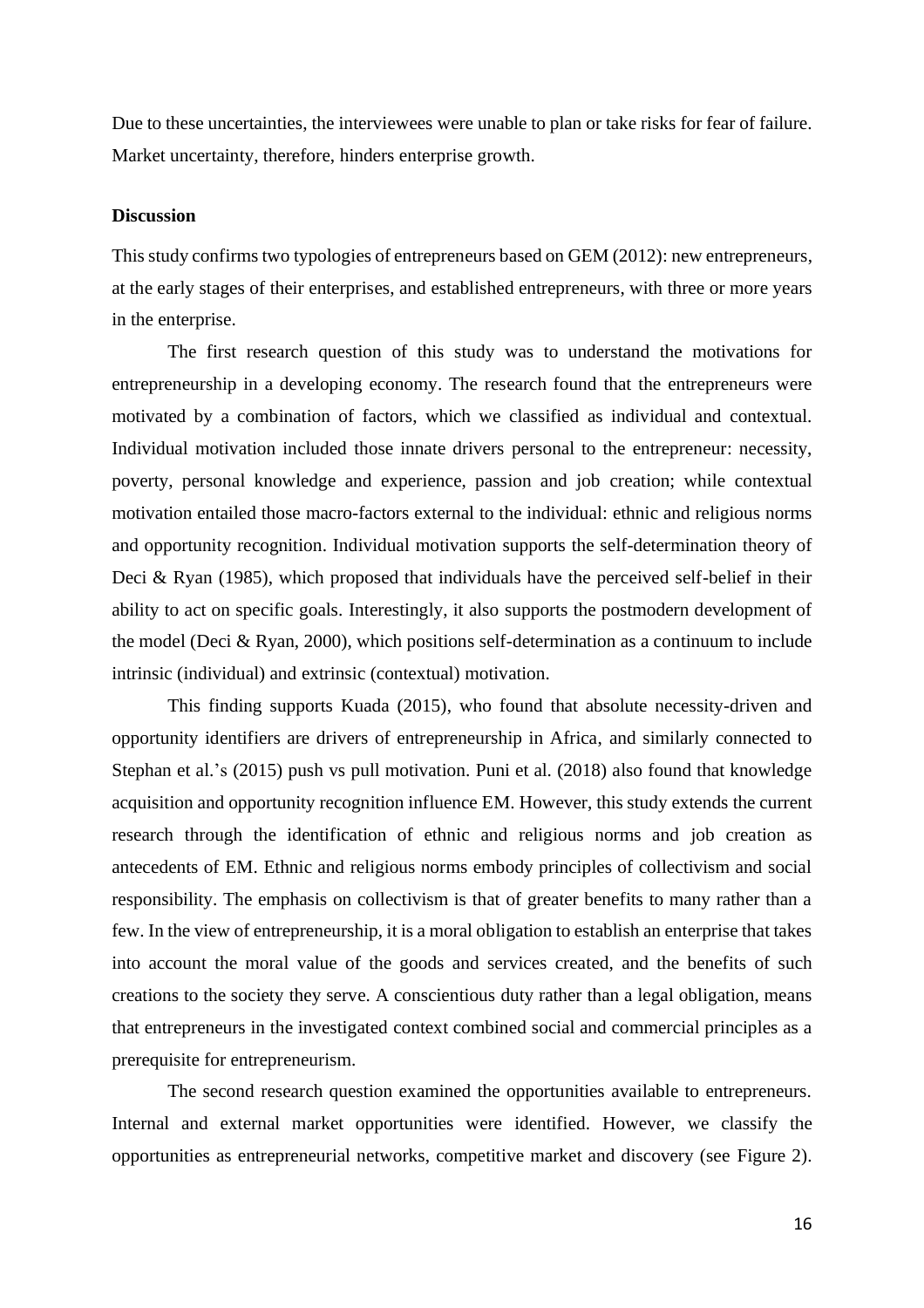Due to these uncertainties, the interviewees were unable to plan or take risks for fear of failure. Market uncertainty, therefore, hinders enterprise growth.

## Discussion

This study confirms two typologies of entrepreneurs based on GEM (2012): new entrepreneurs, at the early stages of their enterprises, and established entrepreneurs, with three or more years in the enterprise.

The first research question of this study was to understand the motivations for entrepreneurship in a developing economy. The research found that the entrepreneurs were motivated by a combination of factors, which we classified as individual and contextual. Individual motivation included those innate drivers personal to the entrepreneur: necessity, poverty, personal knowledge and experience, passion and job creation; while contextual motivation entailed those macro-factors external to the individual: ethnic and religious norms and opportunity recognition. Individual motivation supports the self-determination theory of Deci & Ryan (1985), which proposed that individuals have the perceived self-belief in their ability to act on specific goals. Interestingly, it also supports the postmodern development of the model (Deci & Ryan, 2000), which positions self-determination as a continuum to include intrinsic (individual) and extrinsic (contextual) motivation.

This finding supports Kuada (2015), who found that absolute necessity-driven and opportunity identifiers are drivers of entrepreneurship in Africa, and similarly connected to Stephan et al.'s (2015) push vs pull motivation. Puni et al. (2018) also found that knowledge acquisition and opportunity recognition influence EM. However, this study extends the current research through the identification of ethnic and religious norms and job creation as antecedents of EM. Ethnic and religious norms embody principles of collectivism and social responsibility. The emphasis on collectivism is that of greater benefits to many rather than a few. In the view of entrepreneurship, it is a moral obligation to establish an enterprise that takes into account the moral value of the goods and services created, and the benefits of such creations to the society they serve. A conscientious duty rather than a legal obligation, means that entrepreneurs in the investigated context combined social and commercial principles as a prerequisite for entrepreneurism.

The second research question examined the opportunities available to entrepreneurs. Internal and external market opportunities were identified. However, we classify the opportunities as entrepreneurial networks, competitive market and discovery (see Figure 2).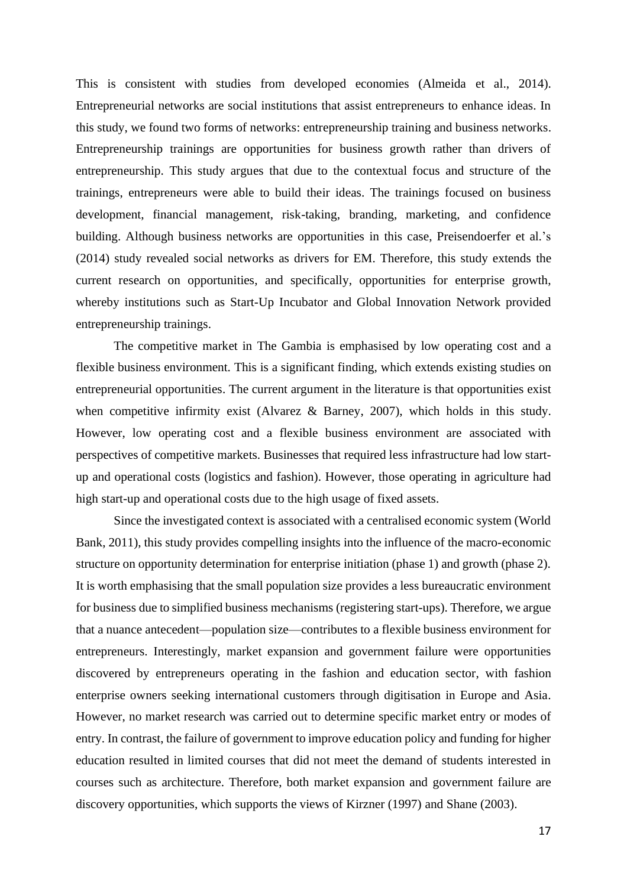This is consistent with studies from developed economies (Almeida et al., 2014). Entrepreneurial networks are social institutions that assist entrepreneurs to enhance ideas. In this study, we found two forms of networks: entrepreneurship training and business networks. Entrepreneurship trainings are opportunities for business growth rather than drivers of entrepreneurship. This study argues that due to the contextual focus and structure of the trainings, entrepreneurs were able to build their ideas. The trainings focused on business development, financial management, risk-taking, branding, marketing, and confidence building. Although business networks are opportunities in this case, Preisendoerfer et al.'s (2014) study revealed social networks as drivers for EM. Therefore, this study extends the current research on opportunities, and specifically, opportunities for enterprise growth, whereby institutions such as Start-Up Incubator and Global Innovation Network provided entrepreneurship trainings.

The competitive market in The Gambia is emphasised by low operating cost and a flexible business environment. This is a significant finding, which extends existing studies on entrepreneurial opportunities. The current argument in the literature is that opportunities exist when competitive infirmity exist (Alvarez & Barney, 2007), which holds in this study. However, low operating cost and a flexible business environment are associated with perspectives of competitive markets. Businesses that required less infrastructure had low start-up and operational costs (logistics and fashion). However, those operating in agriculture had high start-up and operational costs due to the high usage of fixed assets.

Since the investigated context is associated with a centralised economic system (World Bank, 2011), this study provides compelling insights into the influence of the macro-economic structure on opportunity determination for enterprise initiation (phase 1) and growth (phase 2). It is worth emphasising that the small population size provides a less bureaucratic environment for business due to simplified business mechanisms (registering start-ups). Therefore, we argue that a nuance antecedent—population size—contributes to a flexible business environment for entrepreneurs. Interestingly, market expansion and government failure were opportunities discovered by entrepreneurs operating in the fashion and education sector, with fashion enterprise owners seeking international customers through digitisation in Europe and Asia. However, no market research was carried out to determine specific market entry or modes of entry. In contrast, the failure of government to improve education policy and funding for higher education resulted in limited courses that did not meet the demand of students interested in courses such as architecture. Therefore, both market expansion and government failure are discovery opportunities, which supports the views of Kirzner (1997) and Shane (2003).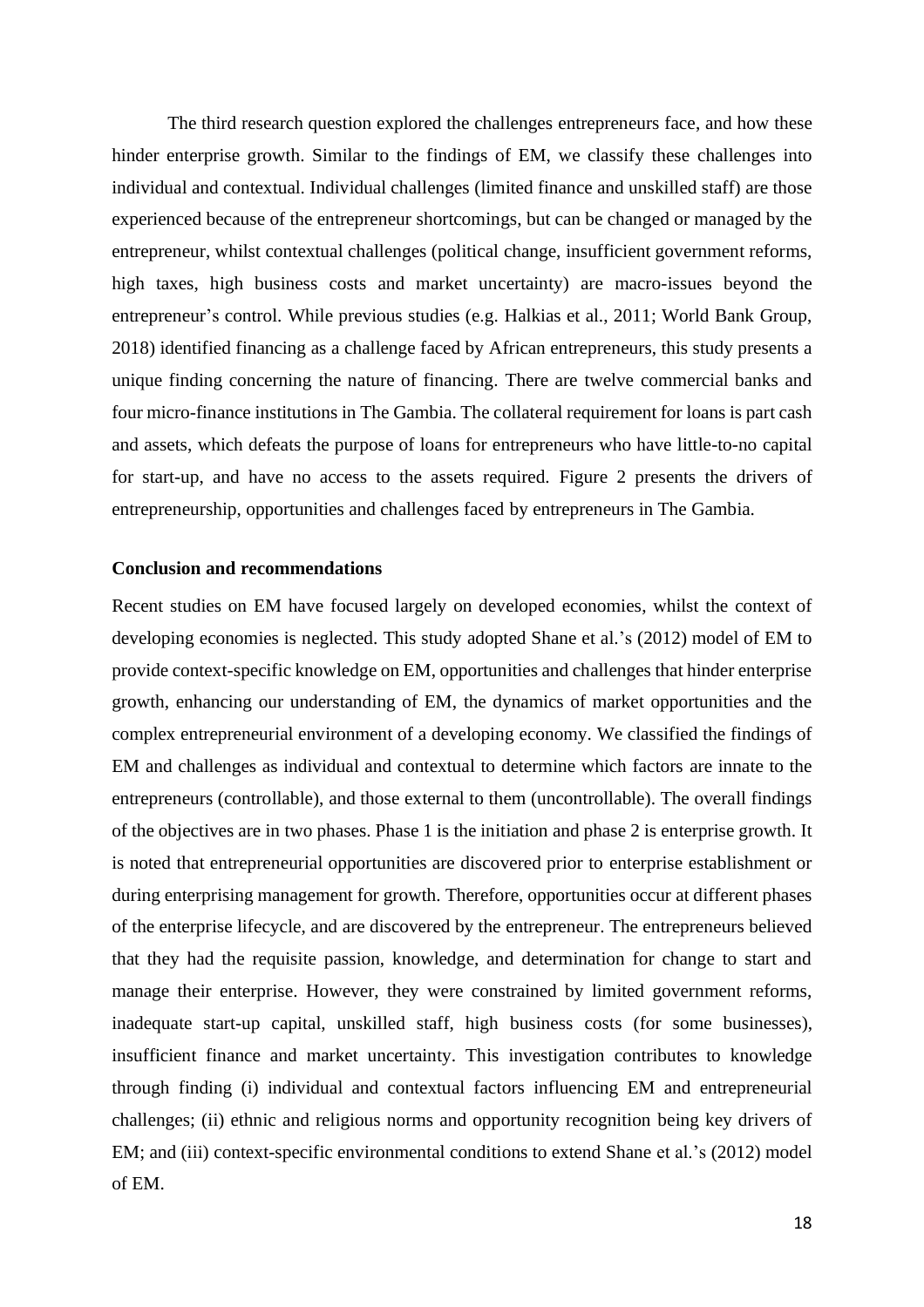The third research question explored the challenges entrepreneurs face, and how these hinder enterprise growth. Similar to the findings of EM, we classify these challenges into individual and contextual. Individual challenges (limited finance and unskilled staff) are those experienced because of the entrepreneur shortcomings, but can be changed or managed by the entrepreneur, whilst contextual challenges (political change, insufficient government reforms, high taxes, high business costs and market uncertainty) are macro-issues beyond the entrepreneur's control. While previous studies (e.g. Halkias et al., 2011; World Bank Group, 2018) identified financing as a challenge faced by African entrepreneurs, this study presents a unique finding concerning the nature of financing. There are twelve commercial banks and four micro-finance institutions in The Gambia. The collateral requirement for loans is part cash and assets, which defeats the purpose of loans for entrepreneurs who have little-to-no capital for start-up, and have no access to the assets required. Figure 2 presents the drivers of entrepreneurship, opportunities and challenges faced by entrepreneurs in The Gambia.

## Conclusion and recommendations

Recent studies on EM have focused largely on developed economies, whilst the context of developing economies is neglected. This study adopted Shane et al.'s (2012) model of EM to provide context-specific knowledge on EM, opportunities and challenges that hinder enterprise growth, enhancing our understanding of EM, the dynamics of market opportunities and the complex entrepreneurial environment of a developing economy. We classified the findings of EM and challenges as individual and contextual to determine which factors are innate to the entrepreneurs (controllable), and those external to them (uncontrollable). The overall findings of the objectives are in two phases. Phase 1 is the initiation and phase 2 is enterprise growth. It is noted that entrepreneurial opportunities are discovered prior to enterprise establishment or during enterprising management for growth. Therefore, opportunities occur at different phases of the enterprise lifecycle, and are discovered by the entrepreneur. The entrepreneurs believed that they had the requisite passion, knowledge, and determination for change to start and manage their enterprise. However, they were constrained by limited government reforms, inadequate start-up capital, unskilled staff, high business costs (for some businesses), insufficient finance and market uncertainty. This investigation contributes to knowledge through finding (i) individual and contextual factors influencing EM and entrepreneurial challenges; (ii) ethnic and religious norms and opportunity recognition being key drivers of EM; and (iii) context-specific environmental conditions to extend Shane et al.'s (2012) model of EM.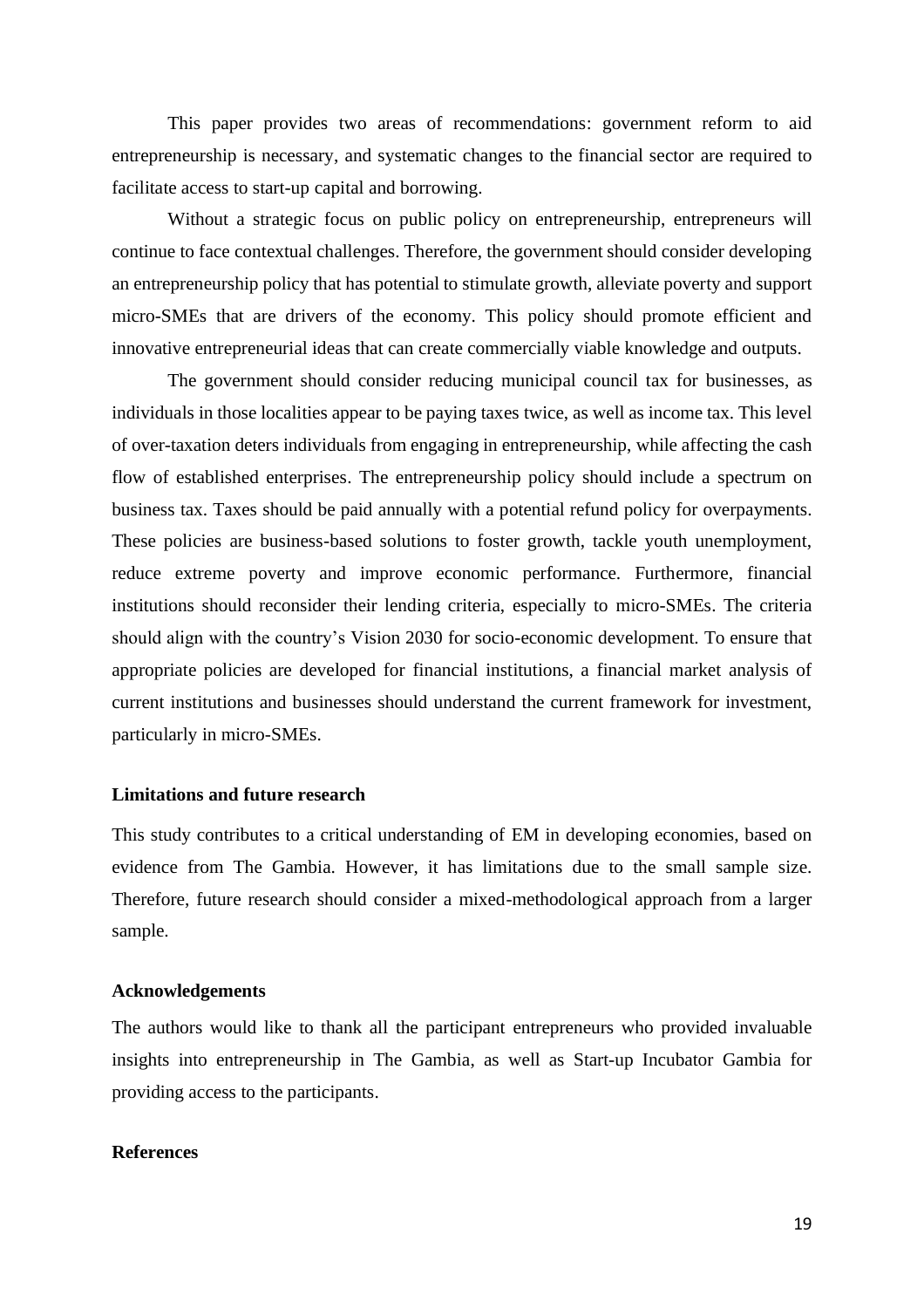This paper provides two areas of recommendations: government reform to aid entrepreneurship is necessary, and systematic changes to the financial sector are required to facilitate access to start-up capital and borrowing.

Without a strategic focus on public policy on entrepreneurship, entrepreneurs will continue to face contextual challenges. Therefore, the government should consider developing an entrepreneurship policy that has potential to stimulate growth, alleviate poverty and support micro-SMEs that are drivers of the economy. This policy should promote efficient and innovative entrepreneurial ideas that can create commercially viable knowledge and outputs.

The government should consider reducing municipal council tax for businesses, as individuals in those localities appear to be paying taxes twice, as well as income tax. This level of over-taxation deters individuals from engaging in entrepreneurship, while affecting the cash flow of established enterprises. The entrepreneurship policy should include a spectrum on business tax. Taxes should be paid annually with a potential refund policy for overpayments. These policies are business-based solutions to foster growth, tackle youth unemployment, reduce extreme poverty and improve economic performance. Furthermore, financial institutions should reconsider their lending criteria, especially to micro-SMEs. The criteria should align with the country's Vision 2030 for socio-economic development. To ensure that appropriate policies are developed for financial institutions, a financial market analysis of current institutions and businesses should understand the current framework for investment, particularly in micro-SMEs.

**Limitations and future research**

This study contributes to a critical understanding of EM in developing economies, based on evidence from The Gambia. However, it has limitations due to the small sample size. Therefore, future research should consider a mixed-methodological approach from a larger sample.

**Acknowledgements**

The authors would like to thank all the participant entrepreneurs who provided invaluable insights into entrepreneurship in The Gambia, as well as Start-up Incubator Gambia for providing access to the participants.

**References**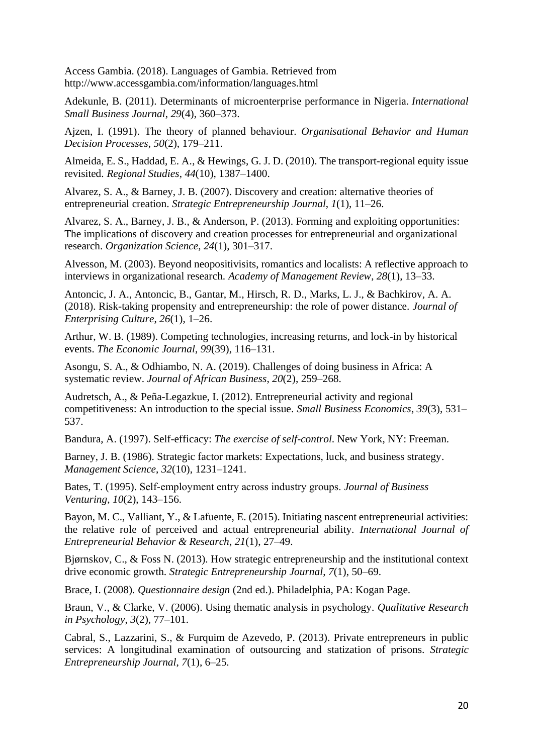Access Gambia. (2018). Languages of Gambia. Retrieved from http://www.accessgambia.com/information/languages.html

Adekunle, B. (2011). Determinants of microenterprise performance in Nigeria. *International Small Business Journal*, *29*(4), 360–373.

Ajzen, I. (1991). The theory of planned behaviour. *Organisational Behavior and Human Decision Processes*, *50*(2), 179–211.

Almeida, E. S., Haddad, E. A., & Hewings, G. J. D. (2010). The transport-regional equity issue revisited. *Regional Studies*, *44*(10), 1387–1400.

Alvarez, S. A., & Barney, J. B. (2007). Discovery and creation: alternative theories of entrepreneurial creation. *Strategic Entrepreneurship Journal*, *1*(1), 11–26.

Alvarez, S. A., Barney, J. B., & Anderson, P. (2013). Forming and exploiting opportunities: The implications of discovery and creation processes for entrepreneurial and organizational research. *Organization Science*, *24*(1), 301–317.

Alvesson, M. (2003). Beyond neopositivisits, romantics and localists: A reflective approach to interviews in organizational research. *Academy of Management Review*, *28*(1), 13–33.

Antoncic, J. A., Antoncic, B., Gantar, M., Hirsch, R. D., Marks, L. J., & Bachkirov, A. A. (2018). Risk-taking propensity and entrepreneurship: the role of power distance. *Journal of Enterprising Culture*, *26*(1), 1–26.

Arthur, W. B. (1989). Competing technologies, increasing returns, and lock-in by historical events. *The Economic Journal*, *99*(39), 116–131.

Asongu, S. A., & Odhiambo, N. A. (2019). Challenges of doing business in Africa: A systematic review. *Journal of African Business*, *20*(2), 259–268.

Audretsch, A., & Peña-Legazkue, I. (2012). Entrepreneurial activity and regional competitiveness: An introduction to the special issue. *Small Business Economics*, *39*(3), 531–537.

Bandura, A. (1997). Self-efficacy: *The exercise of self-control*. New York, NY: Freeman.

Barney, J. B. (1986). Strategic factor markets: Expectations, luck, and business strategy. *Management Science*, *32*(10), 1231–1241.

Bates, T. (1995). Self-employment entry across industry groups. *Journal of Business Venturing*, *10*(2), 143–156.

Bayon, M. C., Valliant, Y., & Lafuente, E. (2015). Initiating nascent entrepreneurial activities: the relative role of perceived and actual entrepreneurial ability. *International Journal of Entrepreneurial Behavior & Research*, *21*(1), 27–49.

Bjørnskov, C., & Foss N. (2013). How strategic entrepreneurship and the institutional context drive economic growth. *Strategic Entrepreneurship Journal*, *7*(1), 50–69.

Brace, I. (2008). *Questionnaire design* (2nd ed.). Philadelphia, PA: Kogan Page.

Braun, V., & Clarke, V. (2006). Using thematic analysis in psychology. *Qualitative Research in Psychology*, *3*(2), 77–101.

Cabral, S., Lazzarini, S., & Furquim de Azevedo, P. (2013). Private entrepreneurs in public services: A longitudinal examination of outsourcing and statization of prisons. *Strategic Entrepreneurship Journal*, *7*(1), 6–25.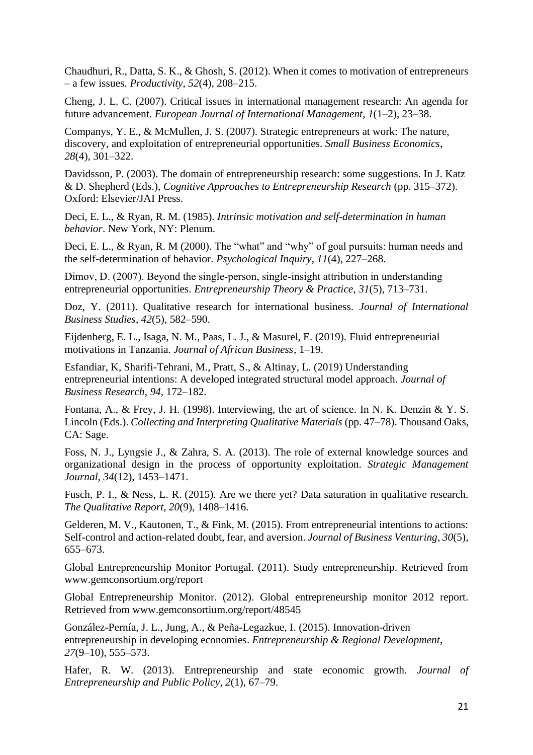Chaudhuri, R., Datta, S. K., & Ghosh, S. (2012). When it comes to motivation of entrepreneurs – a few issues. *Productivity*, *52*(4), 208–215.

Cheng, J. L. C. (2007). Critical issues in international management research: An agenda for future advancement. *European Journal of International Management*, *1*(1–2), 23–38.

Companys, Y. E., & McMullen, J. S. (2007). Strategic entrepreneurs at work: The nature, discovery, and exploitation of entrepreneurial opportunities. *Small Business Economics*, *28*(4), 301–322.

Davidsson, P. (2003). The domain of entrepreneurship research: some suggestions. In J. Katz & D. Shepherd (Eds.), *Cognitive Approaches to Entrepreneurship Research* (pp. 315–372). Oxford: Elsevier/JAI Press.

Deci, E. L., & Ryan, R. M. (1985). *Intrinsic motivation and self-determination in human behavior*. New York, NY: Plenum.

Deci, E. L., & Ryan, R. M (2000). The "what" and "why" of goal pursuits: human needs and the self-determination of behavior. *Psychological Inquiry*, *11*(4), 227–268.

Dimov, D. (2007). Beyond the single-person, single-insight attribution in understanding entrepreneurial opportunities. *Entrepreneurship Theory & Practice*, *31*(5), 713–731.

Doz, Y. (2011). Qualitative research for international business. *Journal of International Business Studies*, *42*(5), 582–590.

Eijdenberg, E. L., Isaga, N. M., Paas, L. J., & Masurel, E. (2019). Fluid entrepreneurial motivations in Tanzania. *Journal of African Business*, 1–19.

Esfandiar, K, Sharifi-Tehrani, M., Pratt, S., & Altinay, L. (2019) Understanding entrepreneurial intentions: A developed integrated structural model approach. *Journal of Business Research*, *94*, 172–182.

Fontana, A., & Frey, J. H. (1998). Interviewing, the art of science. In N. K. Denzin & Y. S. Lincoln (Eds.). *Collecting and Interpreting Qualitative Materials* (pp. 47–78). Thousand Oaks, CA: Sage.

Foss, N. J., Lyngsie J., & Zahra, S. A. (2013). The role of external knowledge sources and organizational design in the process of opportunity exploitation. *Strategic Management Journal*, *34*(12), 1453–1471.

Fusch, P. I., & Ness, L. R. (2015). Are we there yet? Data saturation in qualitative research. *The Qualitative Report*, *20*(9), 1408–1416.

Gelderen, M. V., Kautonen, T., & Fink, M. (2015). From entrepreneurial intentions to actions: Self-control and action-related doubt, fear, and aversion. *Journal of Business Venturing*, *30*(5), 655–673.

Global Entrepreneurship Monitor Portugal. (2011). Study entrepreneurship. Retrieved from www.gemconsortium.org/report

Global Entrepreneurship Monitor. (2012). Global entrepreneurship monitor 2012 report. Retrieved from www.gemconsortium.org/report/48545

González-Pernía, J. L., Jung, A., & Peña-Legazkue, I. (2015). Innovation-driven entrepreneurship in developing economies. *Entrepreneurship & Regional Development*, *27*(9–10), 555–573.

Hafer, R. W. (2013). Entrepreneurship and state economic growth. *Journal of Entrepreneurship and Public Policy*, *2*(1), 67–79.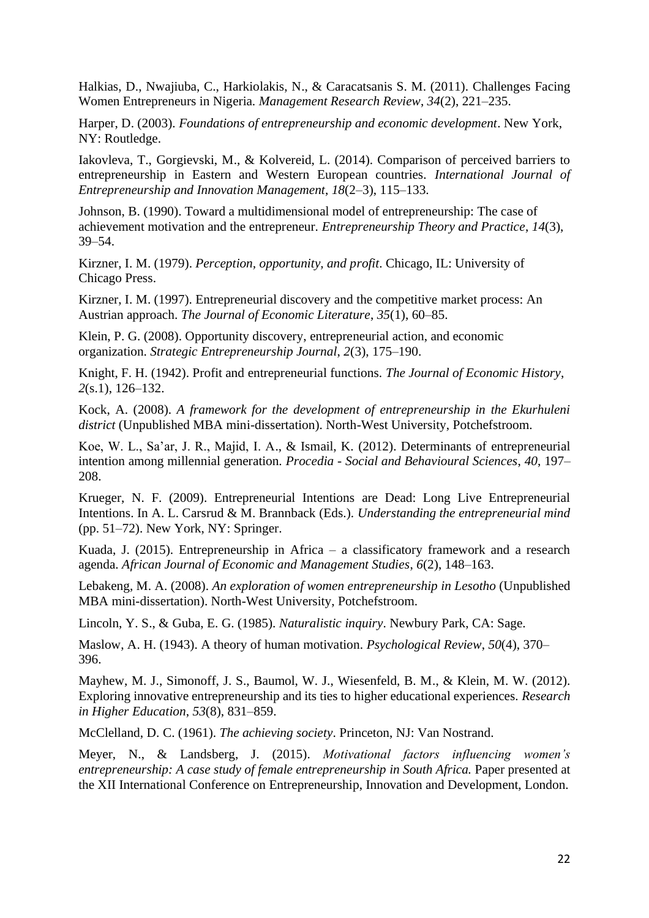Halkias, D., Nwajiuba, C., Harkiolakis, N., & Caracatsanis S. M. (2011). Challenges Facing Women Entrepreneurs in Nigeria. *Management Research Review*, *34*(2), 221–235.

Harper, D. (2003). *Foundations of entrepreneurship and economic development*. New York, NY: Routledge.

Iakovleva, T., Gorgievski, M., & Kolvereid, L. (2014). Comparison of perceived barriers to entrepreneurship in Eastern and Western European countries. *International Journal of Entrepreneurship and Innovation Management*, *18*(2–3), 115–133.

Johnson, B. (1990). Toward a multidimensional model of entrepreneurship: The case of achievement motivation and the entrepreneur. *Entrepreneurship Theory and Practice*, *14*(3), 39–54.

Kirzner, I. M. (1979). *Perception, opportunity, and profit*. Chicago, IL: University of Chicago Press.

Kirzner, I. M. (1997). Entrepreneurial discovery and the competitive market process: An Austrian approach. *The Journal of Economic Literature*, *35*(1), 60–85.

Klein, P. G. (2008). Opportunity discovery, entrepreneurial action, and economic organization. *Strategic Entrepreneurship Journal*, *2*(3), 175–190.

Knight, F. H. (1942). Profit and entrepreneurial functions. *The Journal of Economic History*, *2*(s.1), 126–132.

Kock, A. (2008). *A framework for the development of entrepreneurship in the Ekurhuleni district* (Unpublished MBA mini-dissertation). North-West University, Potchefstroom.

Koe, W. L., Sa'ar, J. R., Majid, I. A., & Ismail, K. (2012). Determinants of entrepreneurial intention among millennial generation. *Procedia - Social and Behavioural Sciences*, *40*, 197–208.

Krueger, N. F. (2009). Entrepreneurial Intentions are Dead: Long Live Entrepreneurial Intentions. In A. L. Carsrud & M. Brannback (Eds.). *Understanding the entrepreneurial mind* (pp. 51–72). New York, NY: Springer.

Kuada, J. (2015). Entrepreneurship in Africa – a classificatory framework and a research agenda. *African Journal of Economic and Management Studies*, *6*(2), 148–163.

Lebakeng, M. A. (2008). *An exploration of women entrepreneurship in Lesotho* (Unpublished MBA mini-dissertation). North-West University, Potchefstroom.

Lincoln, Y. S., & Guba, E. G. (1985). *Naturalistic inquiry*. Newbury Park, CA: Sage.

Maslow, A. H. (1943). A theory of human motivation. *Psychological Review*, *50*(4), 370–396.

Mayhew, M. J., Simonoff, J. S., Baumol, W. J., Wiesenfeld, B. M., & Klein, M. W. (2012). Exploring innovative entrepreneurship and its ties to higher educational experiences. *Research in Higher Education*, *53*(8), 831–859.

McClelland, D. C. (1961). *The achieving society*. Princeton, NJ: Van Nostrand.

Meyer, N., & Landsberg, J. (2015). *Motivational factors influencing women's entrepreneurship: A case study of female entrepreneurship in South Africa.* Paper presented at the XII International Conference on Entrepreneurship, Innovation and Development, London.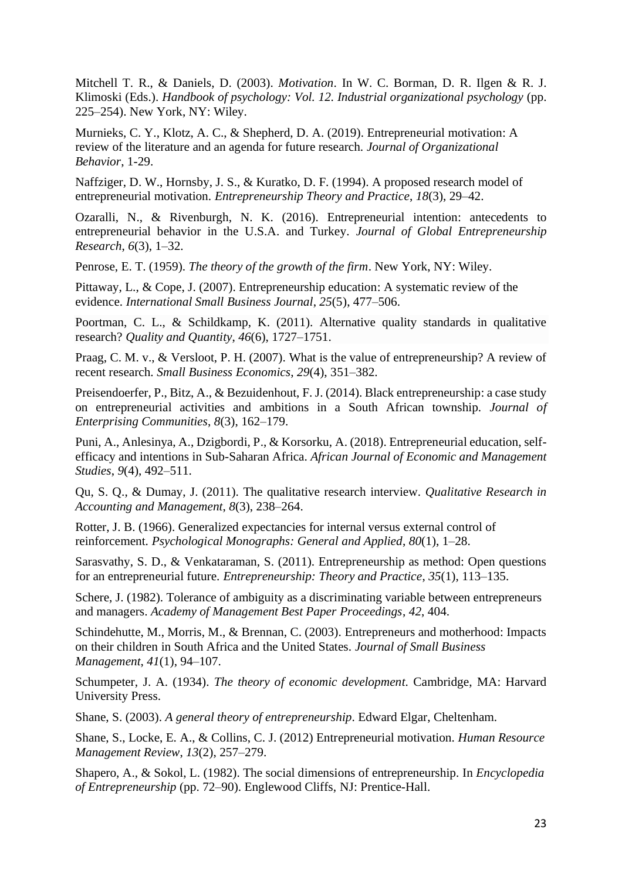Mitchell T. R., & Daniels, D. (2003). *Motivation*. In W. C. Borman, D. R. Ilgen & R. J. Klimoski (Eds.). *Handbook of psychology: Vol. 12. Industrial organizational psychology* (pp. 225–254). New York, NY: Wiley.

Murnieks, C. Y., Klotz, A. C., & Shepherd, D. A. (2019). Entrepreneurial motivation: A review of the literature and an agenda for future research. *Journal of Organizational Behavior*, 1-29.

Naffziger, D. W., Hornsby, J. S., & Kuratko, D. F. (1994). A proposed research model of entrepreneurial motivation. *Entrepreneurship Theory and Practice*, *18*(3), 29–42.

Ozaralli, N., & Rivenburgh, N. K. (2016). Entrepreneurial intention: antecedents to entrepreneurial behavior in the U.S.A. and Turkey. *Journal of Global Entrepreneurship Research*, *6*(3), 1–32.

Penrose, E. T. (1959). *The theory of the growth of the firm*. New York, NY: Wiley.

Pittaway, L., & Cope, J. (2007). Entrepreneurship education: A systematic review of the evidence. *International Small Business Journal*, *25*(5), 477–506.

Poortman, C. L., & Schildkamp, K. (2011). Alternative quality standards in qualitative research? *Quality and Quantity*, *46*(6), 1727–1751.

Praag, C. M. v., & Versloot, P. H. (2007). What is the value of entrepreneurship? A review of recent research. *Small Business Economics*, *29*(4), 351–382.

Preisendoerfer, P., Bitz, A., & Bezuidenhout, F. J. (2014). Black entrepreneurship: a case study on entrepreneurial activities and ambitions in a South African township. *Journal of Enterprising Communities*, *8*(3), 162–179.

Puni, A., Anlesinya, A., Dzigbordi, P., & Korsorku, A. (2018). Entrepreneurial education, self-efficacy and intentions in Sub-Saharan Africa. *African Journal of Economic and Management Studies*, *9*(4), 492–511.

Qu, S. Q., & Dumay, J. (2011). The qualitative research interview. *Qualitative Research in Accounting and Management*, *8*(3), 238–264.

Rotter, J. B. (1966). Generalized expectancies for internal versus external control of reinforcement. *Psychological Monographs: General and Applied*, *80*(1), 1–28.

Sarasvathy, S. D., & Venkataraman, S. (2011). Entrepreneurship as method: Open questions for an entrepreneurial future. *Entrepreneurship: Theory and Practice*, *35*(1), 113–135.

Schere, J. (1982). Tolerance of ambiguity as a discriminating variable between entrepreneurs and managers. *Academy of Management Best Paper Proceedings*, *42*, 404.

Schindehutte, M., Morris, M., & Brennan, C. (2003). Entrepreneurs and motherhood: Impacts on their children in South Africa and the United States. *Journal of Small Business Management*, *41*(1), 94–107.

Schumpeter, J. A. (1934). *The theory of economic development*. Cambridge, MA: Harvard University Press.

Shane, S. (2003). *A general theory of entrepreneurship*. Edward Elgar, Cheltenham.

Shane, S., Locke, E. A., & Collins, C. J. (2012) Entrepreneurial motivation. *Human Resource Management Review*, *13*(2), 257–279.

Shapero, A., & Sokol, L. (1982). The social dimensions of entrepreneurship. In *Encyclopedia of Entrepreneurship* (pp. 72–90). Englewood Cliffs, NJ: Prentice-Hall.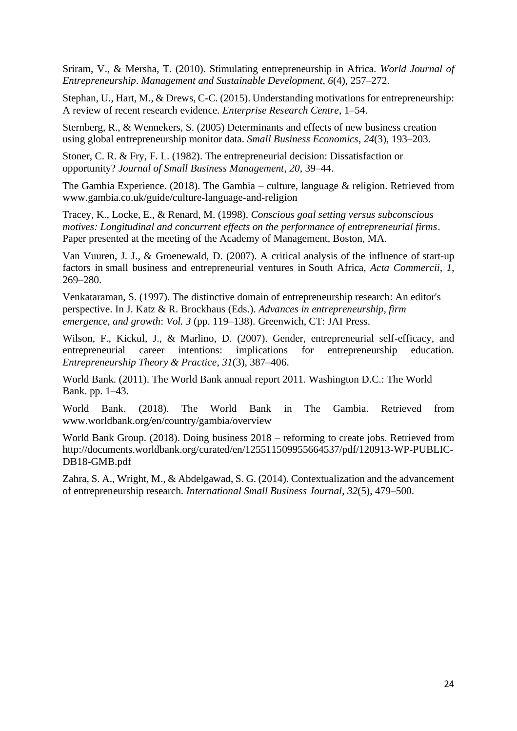Sriram, V., & Mersha, T. (2010). Stimulating entrepreneurship in Africa. *World Journal of Entrepreneurship. Management and Sustainable Development*, *6*(4), 257–272.

Stephan, U., Hart, M., & Drews, C-C. (2015). Understanding motivations for entrepreneurship: A review of recent research evidence. *Enterprise Research Centre*, 1–54.

Sternberg, R., & Wennekers, S. (2005) Determinants and effects of new business creation using global entrepreneurship monitor data. *Small Business Economics*, *24*(3), 193–203.

Stoner, C. R. & Fry, F. L. (1982). The entrepreneurial decision: Dissatisfaction or opportunity? *Journal of Small Business Management*, *20*, 39–44.

The Gambia Experience. (2018). The Gambia – culture, language & religion. Retrieved from www.gambia.co.uk/guide/culture-language-and-religion

Tracey, K., Locke, E., & Renard, M. (1998). *Conscious goal setting versus subconscious motives: Longitudinal and concurrent effects on the performance of entrepreneurial firms*. Paper presented at the meeting of the Academy of Management, Boston, MA.

Van Vuuren, J. J., & Groenewald, D. (2007). A critical analysis of the influence of start-up factors in small business and entrepreneurial ventures in South Africa, *Acta Commercii*, *1*, 269–280.

Venkataraman, S. (1997). The distinctive domain of entrepreneurship research: An editor's perspective. In J. Katz & R. Brockhaus (Eds.). *Advances in entrepreneurship, firm emergence, and growth*: *Vol. 3* (pp. 119–138). Greenwich, CT: JAI Press.

Wilson, F., Kickul, J., & Marlino, D. (2007). Gender, entrepreneurial self-efficacy, and entrepreneurial career intentions: implications for entrepreneurship education. *Entrepreneurship Theory & Practice*, *31*(3), 387–406.

World Bank. (2011). The World Bank annual report 2011. Washington D.C.: The World Bank. pp. 1–43.

World Bank. (2018). The World Bank in The Gambia. Retrieved from www.worldbank.org/en/country/gambia/overview

World Bank Group. (2018). Doing business 2018 – reforming to create jobs. Retrieved from http://documents.worldbank.org/curated/en/125511509955664537/pdf/120913-WP-PUBLIC-DB18-GMB.pdf

Zahra, S. A., Wright, M., & Abdelgawad, S. G. (2014). Contextualization and the advancement of entrepreneurship research. *International Small Business Journal*, *32*(5), 479–500.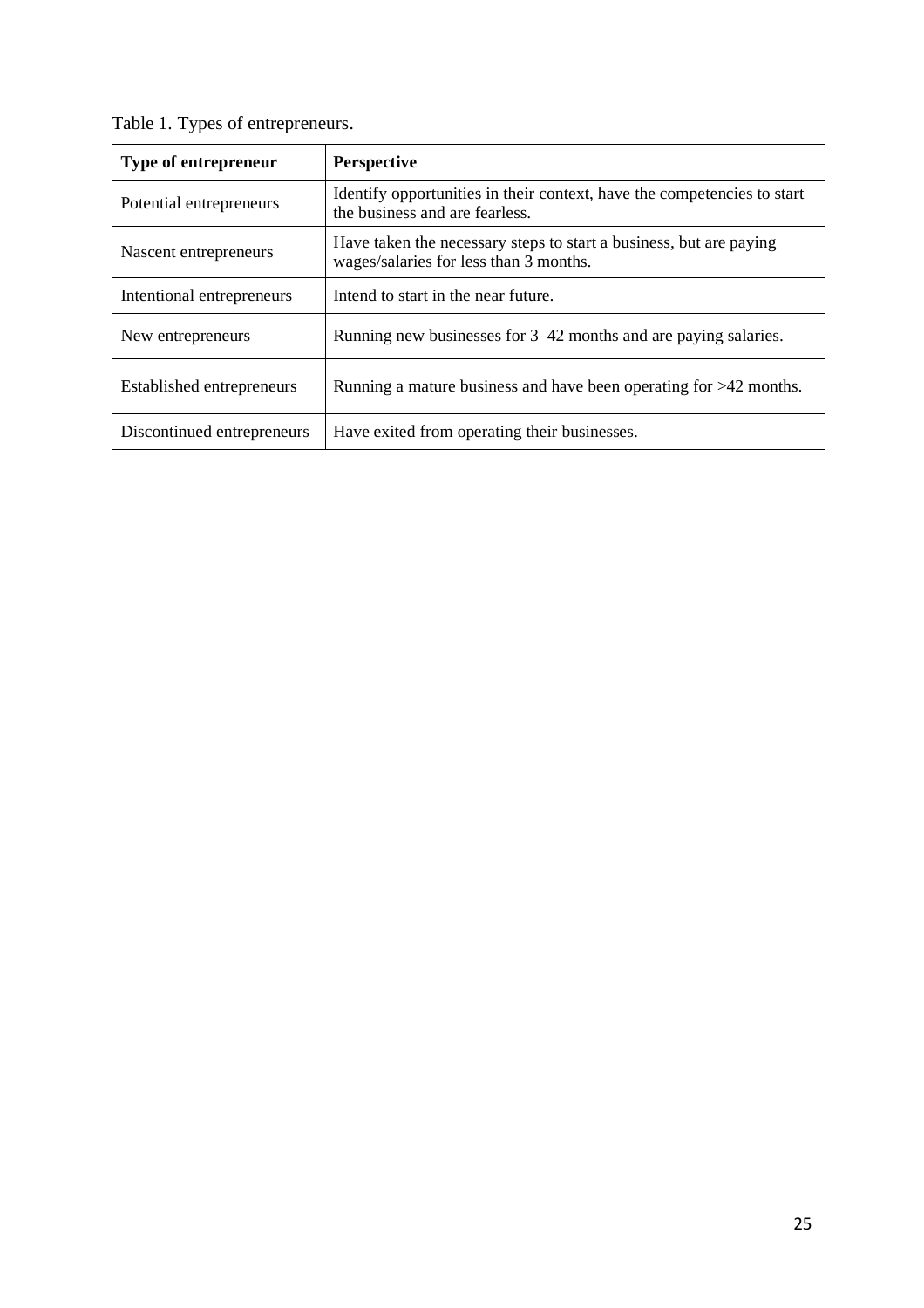Table 1. Types of entrepreneurs.

| Type of entrepreneur | Perspective |
| --- | --- |
| Potential entrepreneurs | Identify opportunities in their context, have the competencies to start the business and are fearless. |
| Nascent entrepreneurs | Have taken the necessary steps to start a business, but are paying wages/salaries for less than 3 months. |
| Intentional entrepreneurs | Intend to start in the near future. |
| New entrepreneurs | Running new businesses for 3–42 months and are paying salaries. |
| Established entrepreneurs | Running a mature business and have been operating for >42 months. |
| Discontinued entrepreneurs | Have exited from operating their businesses. |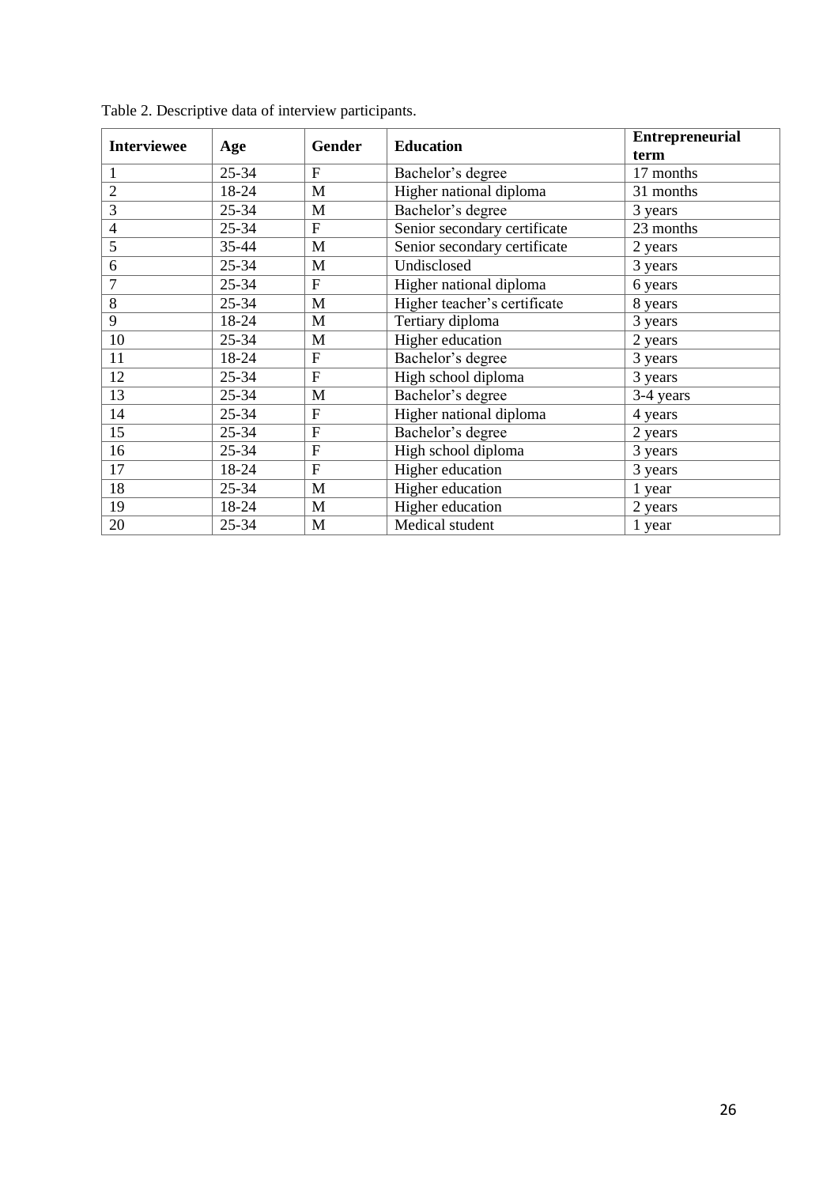Table 2. Descriptive data of interview participants.

| Interviewee | Age | Gender | Education | Entrepreneurial term |
|---|---|---|---|---|
| 1 | 25-34 | F | Bachelor's degree | 17 months |
| 2 | 18-24 | M | Higher national diploma | 31 months |
| 3 | 25-34 | M | Bachelor's degree | 3 years |
| 4 | 25-34 | F | Senior secondary certificate | 23 months |
| 5 | 35-44 | M | Senior secondary certificate | 2 years |
| 6 | 25-34 | M | Undisclosed | 3 years |
| 7 | 25-34 | F | Higher national diploma | 6 years |
| 8 | 25-34 | M | Higher teacher's certificate | 8 years |
| 9 | 18-24 | M | Tertiary diploma | 3 years |
| 10 | 25-34 | M | Higher education | 2 years |
| 11 | 18-24 | F | Bachelor's degree | 3 years |
| 12 | 25-34 | F | High school diploma | 3 years |
| 13 | 25-34 | M | Bachelor's degree | 3-4 years |
| 14 | 25-34 | F | Higher national diploma | 4 years |
| 15 | 25-34 | F | Bachelor's degree | 2 years |
| 16 | 25-34 | F | High school diploma | 3 years |
| 17 | 18-24 | F | Higher education | 3 years |
| 18 | 25-34 | M | Higher education | 1 year |
| 19 | 18-24 | M | Higher education | 2 years |
| 20 | 25-34 | M | Medical student | 1 year |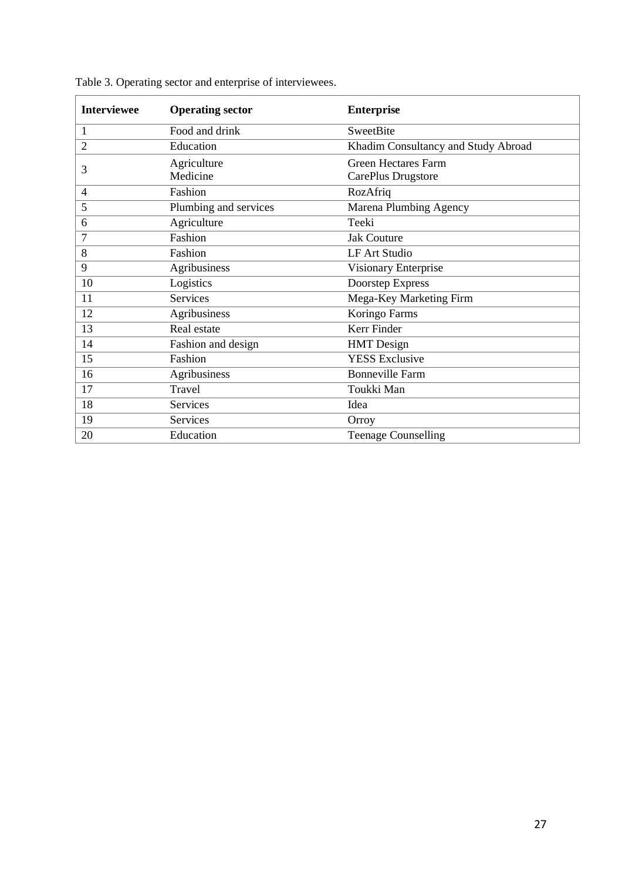Table 3. Operating sector and enterprise of interviewees.

| Interviewee | Operating sector | Enterprise |
|---|---|---|
| 1 | Food and drink | SweetBite |
| 2 | Education | Khadim Consultancy and Study Abroad |
| 3 | Agriculture<br>Medicine | Green Hectares Farm<br>CarePlus Drugstore |
| 4 | Fashion | RozAfriq |
| 5 | Plumbing and services | Marena Plumbing Agency |
| 6 | Agriculture | Teeki |
| 7 | Fashion | Jak Couture |
| 8 | Fashion | LF Art Studio |
| 9 | Agribusiness | Visionary Enterprise |
| 10 | Logistics | Doorstep Express |
| 11 | Services | Mega-Key Marketing Firm |
| 12 | Agribusiness | Koringo Farms |
| 13 | Real estate | Kerr Finder |
| 14 | Fashion and design | HMT Design |
| 15 | Fashion | YESS Exclusive |
| 16 | Agribusiness | Bonneville Farm |
| 17 | Travel | Toukki Man |
| 18 | Services | Idea |
| 19 | Services | Orroy |
| 20 | Education | Teenage Counselling |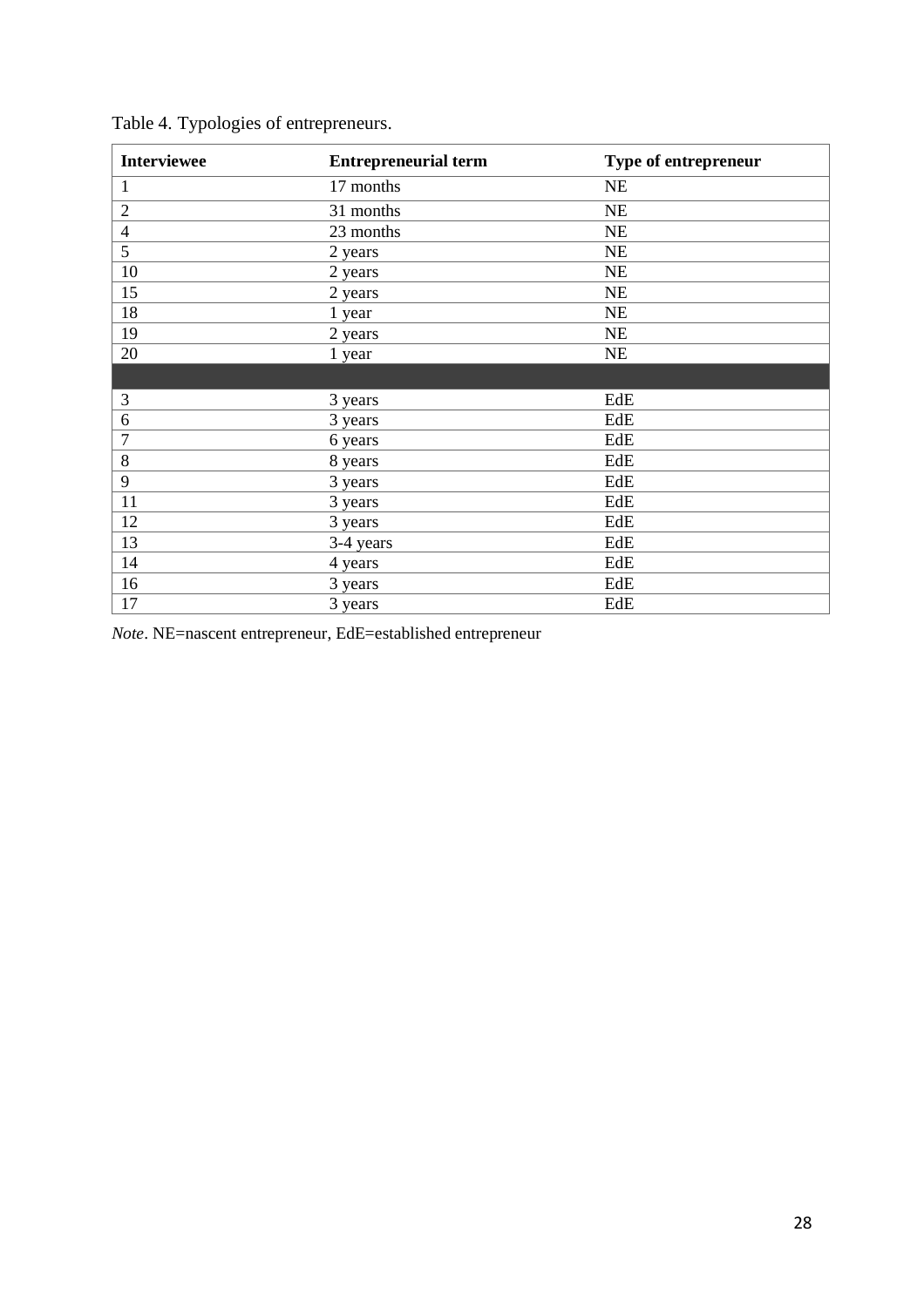Table 4. Typologies of entrepreneurs.

| Interviewee | Entrepreneurial term | Type of entrepreneur |
|---|---|---|
| 1 | 17 months | NE |
| 2 | 31 months | NE |
| 4 | 23 months | NE |
| 5 | 2 years | NE |
| 10 | 2 years | NE |
| 15 | 2 years | NE |
| 18 | 1 year | NE |
| 19 | 2 years | NE |
| 20 | 1 year | NE |
| | | |
| 3 | 3 years | EdE |
| 6 | 3 years | EdE |
| 7 | 6 years | EdE |
| 8 | 8 years | EdE |
| 9 | 3 years | EdE |
| 11 | 3 years | EdE |
| 12 | 3 years | EdE |
| 13 | 3-4 years | EdE |
| 14 | 4 years | EdE |
| 16 | 3 years | EdE |
| 17 | 3 years | EdE |

*Note*. NE=nascent entrepreneur, EdE=established entrepreneur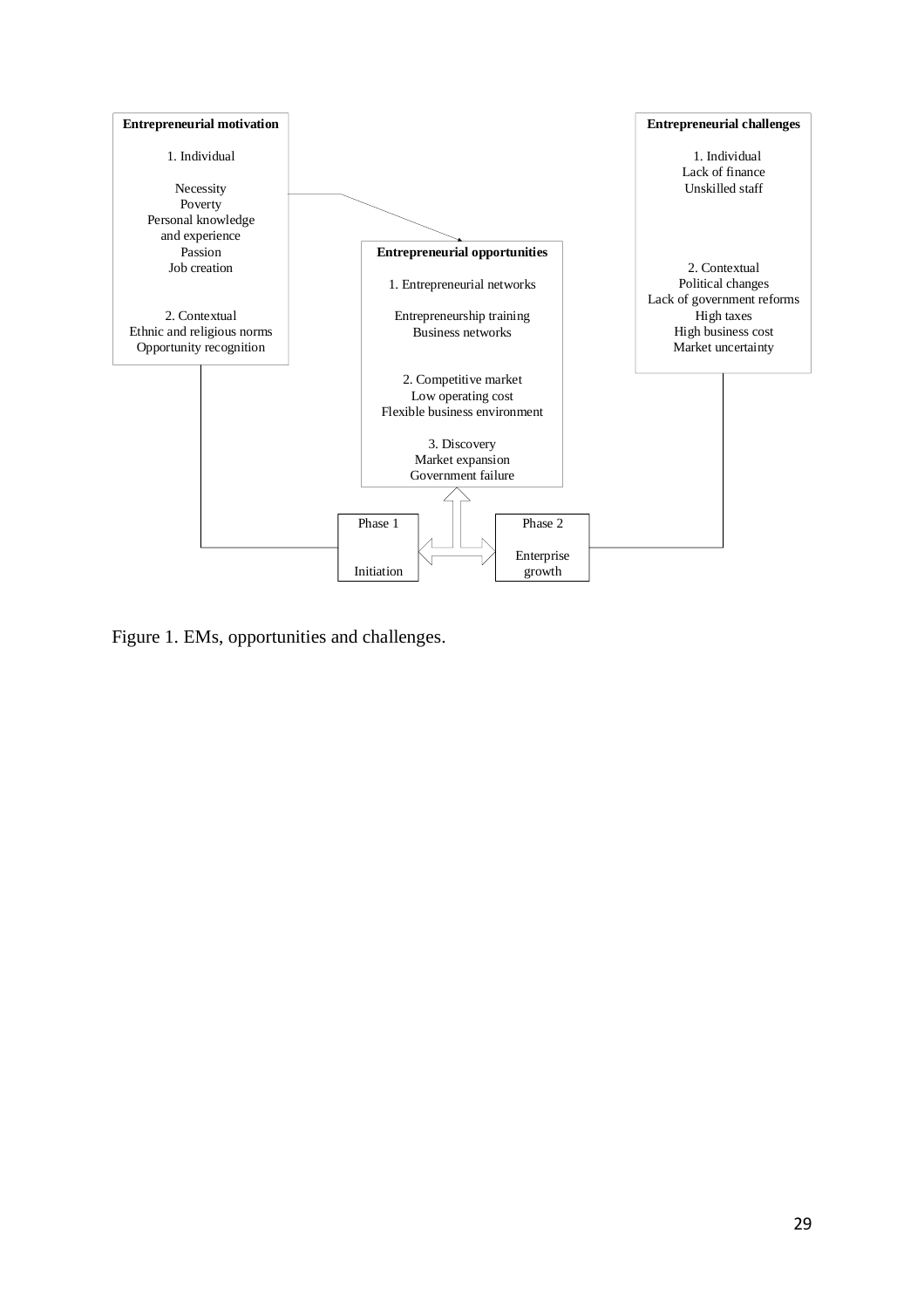**Entrepreneurial motivation**

1. Individual

Necessity
Poverty
Personal knowledge
and experience
Passion
Job creation

2. Contextual
Ethnic and religious norms
Opportunity recognition

**Entrepreneurial opportunities**

1. Entrepreneurial networks

Entrepreneurship training
Business networks

2. Competitive market
Low operating cost
Flexible business environment

3. Discovery
Market expansion
Government failure

**Entrepreneurial challenges**

1. Individual
Lack of finance
Unskilled staff

2. Contextual
Political changes
Lack of government reforms
High taxes
High business cost
Market uncertainty

Phase 1

Initiation

Phase 2

Enterprise
growth

Figure 1. EMs, opportunities and challenges.